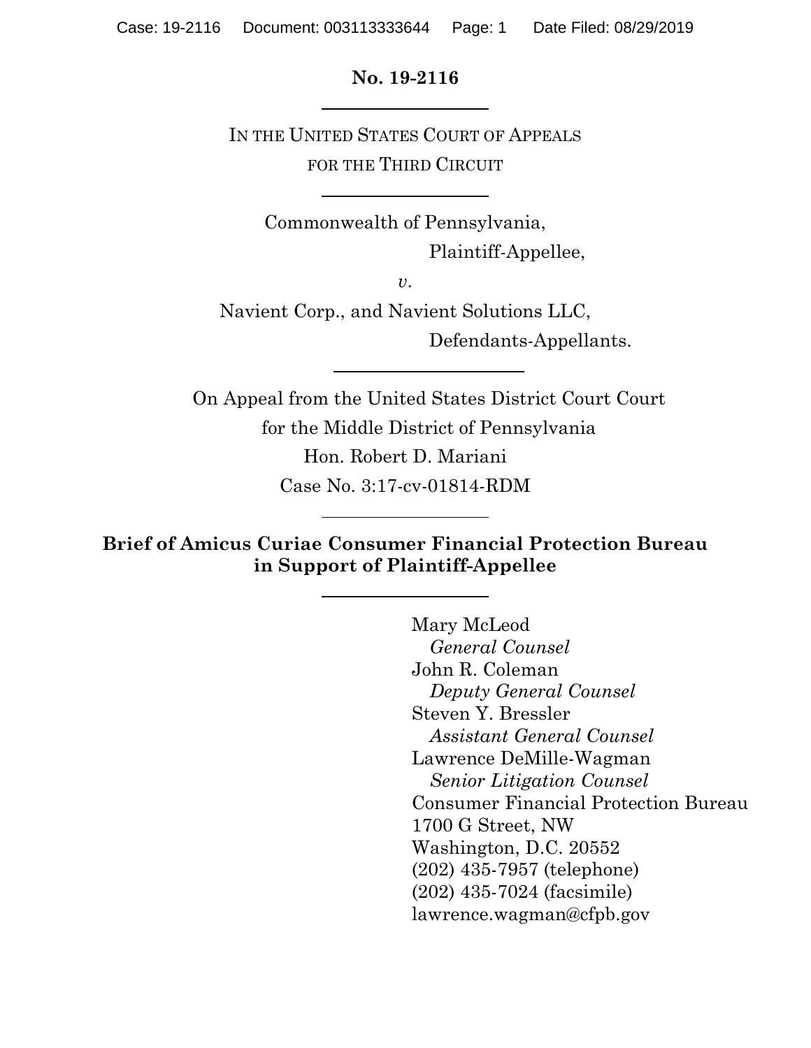**No. 19-2116**

---

IN THE UNITED STATES COURT OF APPEALS
FOR THE THIRD CIRCUIT

---

Commonwealth of Pennsylvania,
Plaintiff-Appellee,

*v.*

Navient Corp., and Navient Solutions LLC,
Defendants-Appellants.

---

On Appeal from the United States District Court Court
for the Middle District of Pennsylvania
Hon. Robert D. Mariani
Case No. 3:17-cv-01814-RDM

---

**Brief of Amicus Curiae Consumer Financial Protection Bureau in Support of Plaintiff-Appellee**

---

Mary McLeod
*General Counsel*
John R. Coleman
*Deputy General Counsel*
Steven Y. Bressler
*Assistant General Counsel*
Lawrence DeMille-Wagman
*Senior Litigation Counsel*
Consumer Financial Protection Bureau
1700 G Street, NW
Washington, D.C. 20552
(202) 435-7957 (telephone)
(202) 435-7024 (facsimile)
lawrence.wagman@cfpb.gov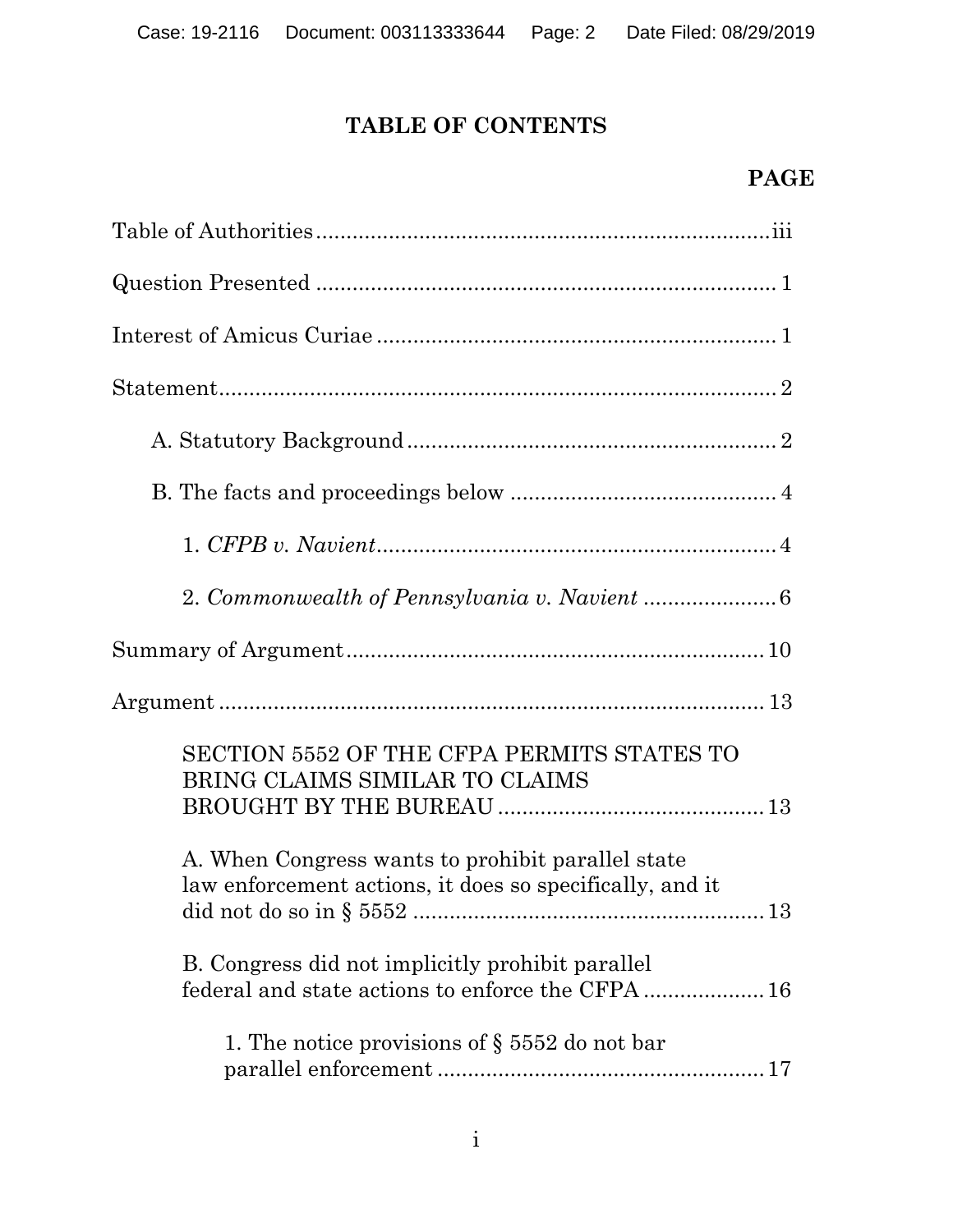# TABLE OF CONTENTS

**PAGE**

Table of Authorities ..................................................................... iii

Question Presented ..................................................................... 1

Interest of Amicus Curiae ............................................................ 1

Statement ..................................................................................... 2

A. Statutory Background ........................................................ 2

B. The facts and proceedings below ....................................... 4

1. *CFPB v. Navient* ............................................................. 4

2. *Commonwealth of Pennsylvania v. Navient* .................... 6

Summary of Argument ............................................................... 10

Argument ..................................................................................... 13

SECTION 5552 OF THE CFPA PERMITS STATES TO BRING CLAIMS SIMILAR TO CLAIMS BROUGHT BY THE BUREAU ....................................... 13

A. When Congress wants to prohibit parallel state law enforcement actions, it does so specifically, and it did not do so in § 5552 ....................................................... 13

B. Congress did not implicitly prohibit parallel federal and state actions to enforce the CFPA ................... 16

1. The notice provisions of § 5552 do not bar parallel enforcement ..................................................... 17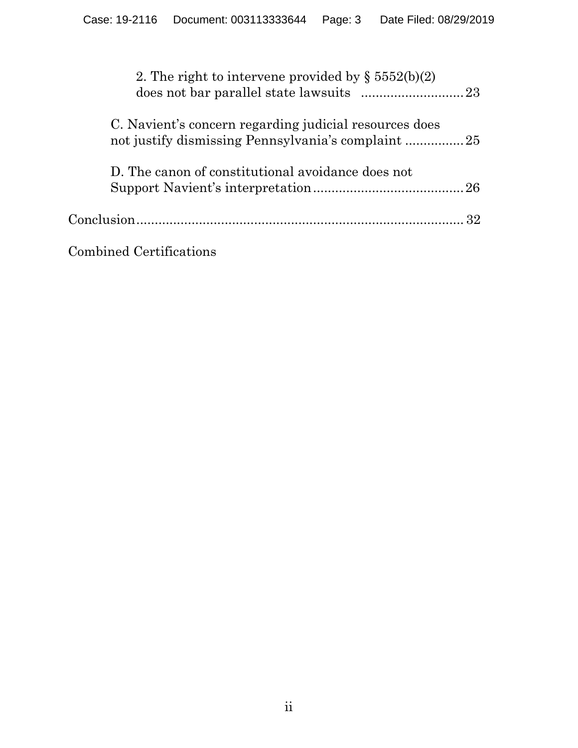2. The right to intervene provided by § 5552(b)(2) does not bar parallel state lawsuits ............................ 23

C. Navient's concern regarding judicial resources does not justify dismissing Pennsylvania's complaint ................ 25

D. The canon of constitutional avoidance does not Support Navient's interpretation ......................................... 26

Conclusion ............................................................................................ 32

Combined Certifications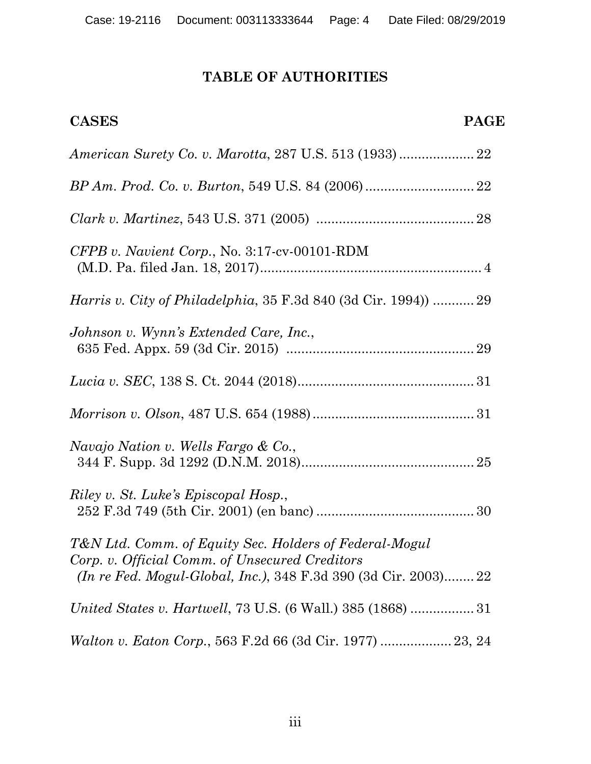## TABLE OF AUTHORITIES

**CASES** **PAGE**

*American Surety Co. v. Marotta*, 287 U.S. 513 (1933) .................... 22

*BP Am. Prod. Co. v. Burton*, 549 U.S. 84 (2006) ............................ 22

*Clark v. Martinez*, 543 U.S. 371 (2005) .......................................... 28

*CFPB v. Navient Corp.*, No. 3:17-cv-00101-RDM
(M.D. Pa. filed Jan. 18, 2017)............................................................ 4

*Harris v. City of Philadelphia*, 35 F.3d 840 (3d Cir. 1994)) ........... 29

*Johnson v. Wynn's Extended Care, Inc.*,
635 Fed. Appx. 59 (3d Cir. 2015) .................................................. 29

*Lucia v. SEC*, 138 S. Ct. 2044 (2018)............................................... 31

*Morrison v. Olson*, 487 U.S. 654 (1988) ........................................... 31

*Navajo Nation v. Wells Fargo & Co.*,
344 F. Supp. 3d 1292 (D.N.M. 2018).............................................. 25

*Riley v. St. Luke's Episcopal Hosp.*,
252 F.3d 749 (5th Cir. 2001) (en banc) .......................................... 30

*T&N Ltd. Comm. of Equity Sec. Holders of Federal-Mogul Corp. v. Official Comm. of Unsecured Creditors (In re Fed. Mogul-Global, Inc.)*, 348 F.3d 390 (3d Cir. 2003)........ 22

*United States v. Hartwell*, 73 U.S. (6 Wall.) 385 (1868) ................. 31

*Walton v. Eaton Corp.*, 563 F.2d 66 (3d Cir. 1977) ................... 23, 24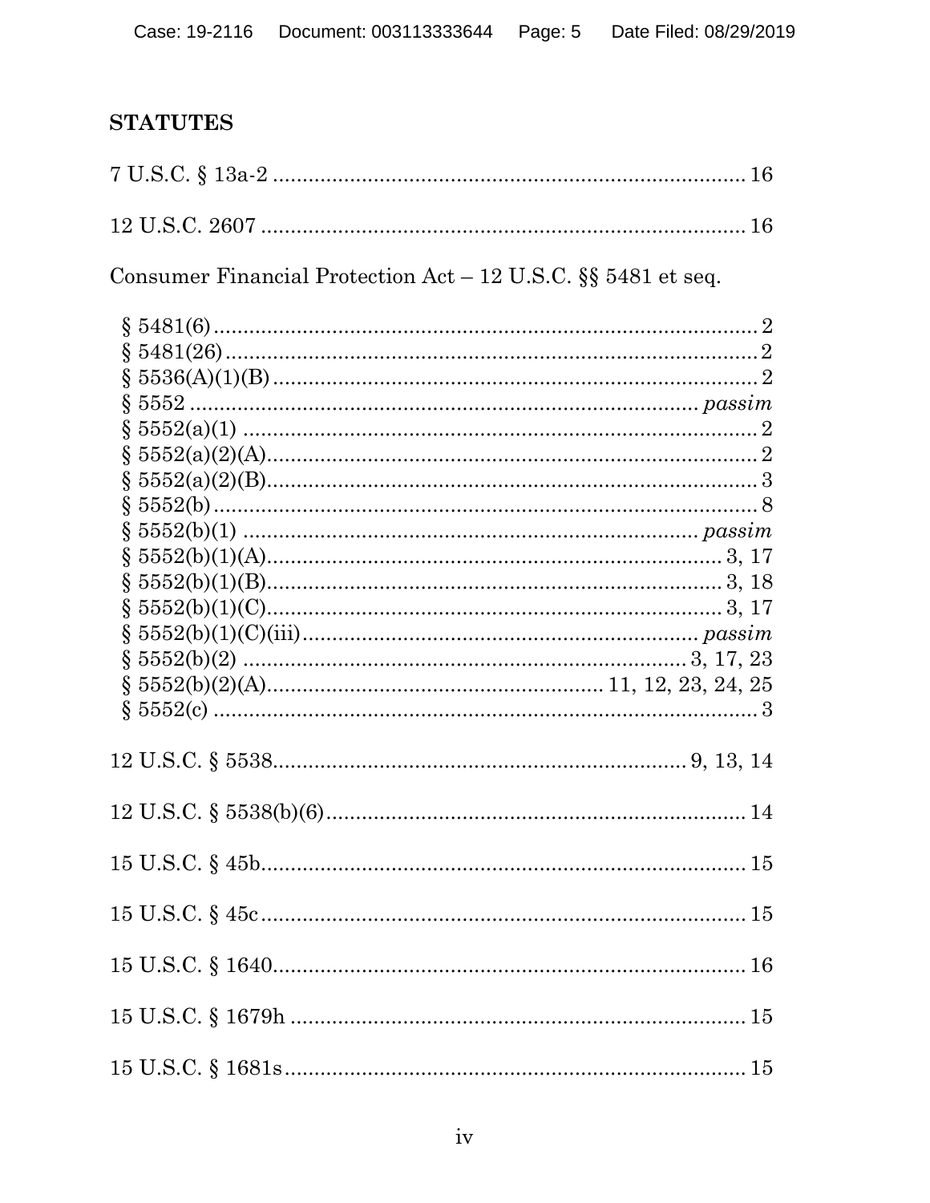## STATUTES

7 U.S.C. § 13a-2 .................................................................................. 16

12 U.S.C. 2607 ..................................................................................... 16

Consumer Financial Protection Act – 12 U.S.C. §§ 5481 et seq.

§ 5481(6) ............................................................................................. 2
§ 5481(26) ........................................................................................... 2
§ 5536(A)(1)(B) ................................................................................... 2
§ 5552 ....................................................................................... *passim*
§ 5552(a)(1) ......................................................................................... 2
§ 5552(a)(2)(A) .................................................................................... 2
§ 5552(a)(2)(B) .................................................................................... 3
§ 5552(b) .............................................................................................. 8
§ 5552(b)(1) ............................................................................. *passim*
§ 5552(b)(1)(A) ............................................................................. 3, 17
§ 5552(b)(1)(B) ............................................................................. 3, 18
§ 5552(b)(1)(C) ............................................................................. 3, 17
§ 5552(b)(1)(C)(iii) .................................................................... *passim*
§ 5552(b)(2) ........................................................................... 3, 17, 23
§ 5552(b)(2)(A) ........................................................ 11, 12, 23, 24, 25
§ 5552(c) .............................................................................................. 3

12 U.S.C. § 5538 ..................................................................... 9, 13, 14

12 U.S.C. § 5538(b)(6) ........................................................................ 14

15 U.S.C. § 45b .................................................................................... 15

15 U.S.C. § 45c .................................................................................... 15

15 U.S.C. § 1640 .................................................................................. 16

15 U.S.C. § 1679h ................................................................................ 15

15 U.S.C. § 1681s ................................................................................ 15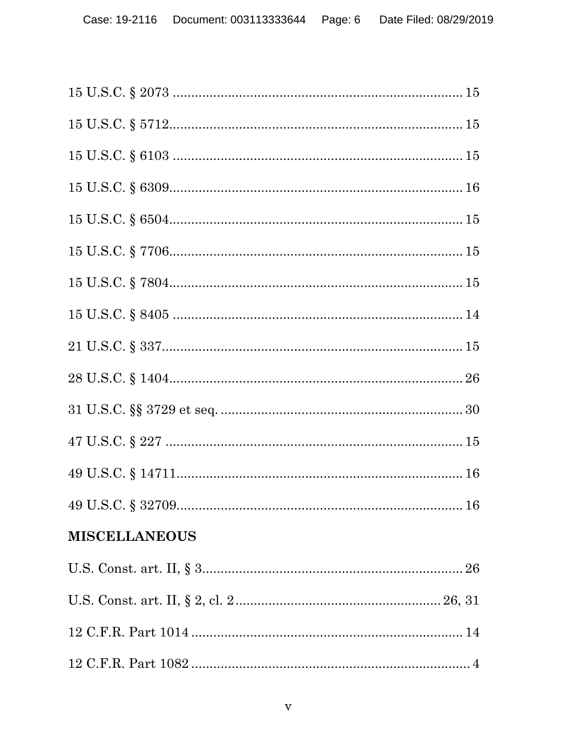15 U.S.C. § 2073 .............................................................................. 15

15 U.S.C. § 5712.............................................................................. 15

15 U.S.C. § 6103 .............................................................................. 15

15 U.S.C. § 6309.............................................................................. 16

15 U.S.C. § 6504.............................................................................. 15

15 U.S.C. § 7706.............................................................................. 15

15 U.S.C. § 7804.............................................................................. 15

15 U.S.C. § 8405 .............................................................................. 14

21 U.S.C. § 337................................................................................ 15

28 U.S.C. § 1404.............................................................................. 26

31 U.S.C. §§ 3729 et seq. ................................................................. 30

47 U.S.C. § 227 ................................................................................ 15

49 U.S.C. § 14711............................................................................ 16

49 U.S.C. § 32709............................................................................ 16

**MISCELLANEOUS**

U.S. Const. art. II, § 3...................................................................... 26

U.S. Const. art. II, § 2, cl. 2 ....................................................... 26, 31

12 C.F.R. Part 1014 ......................................................................... 14

12 C.F.R. Part 1082 ........................................................................... 4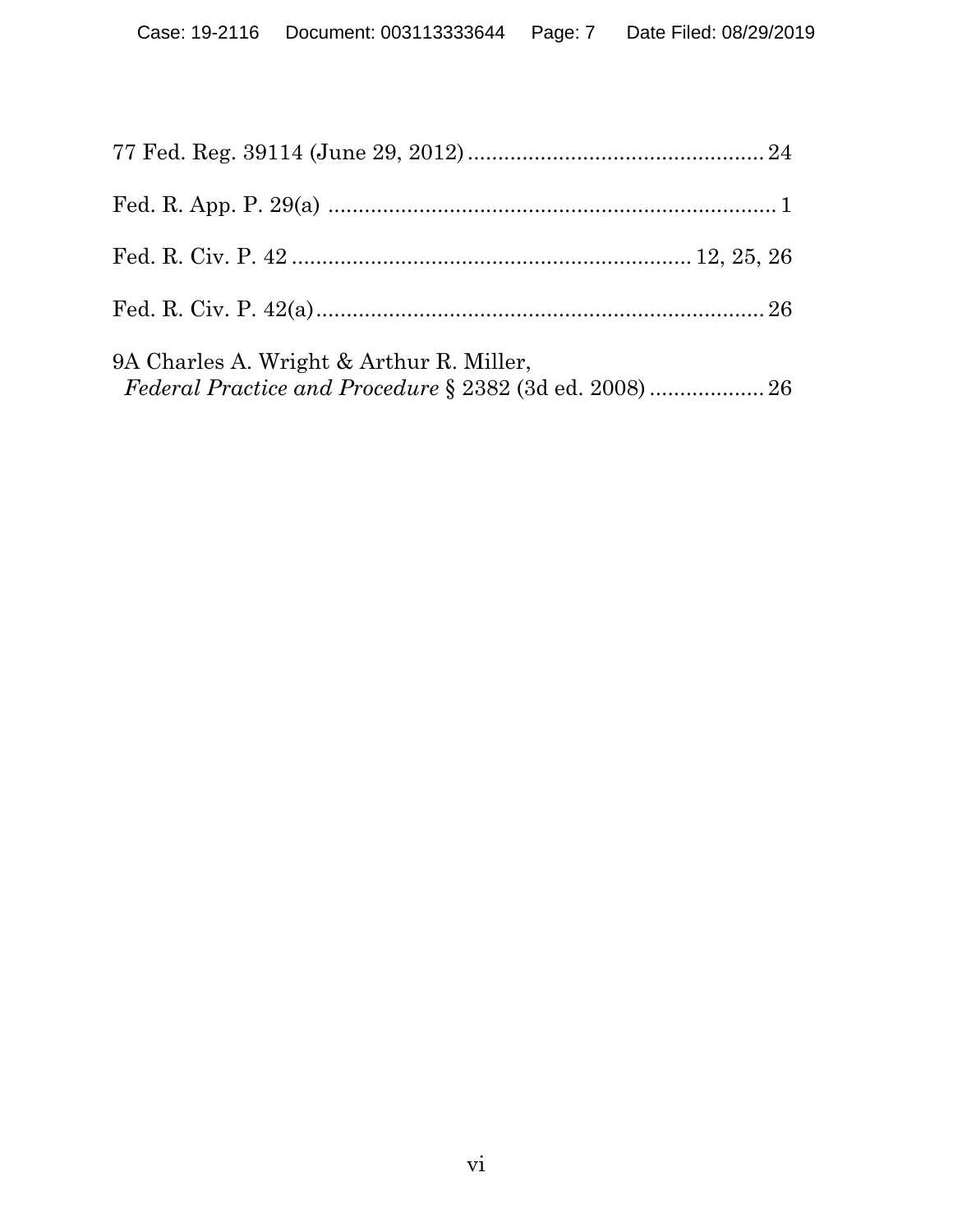77 Fed. Reg. 39114 (June 29, 2012) ................................................ 24

Fed. R. App. P. 29(a) .......................................................................... 1

Fed. R. Civ. P. 42 .................................................................. 12, 25, 26

Fed. R. Civ. P. 42(a) .......................................................................... 26

9A Charles A. Wright & Arthur R. Miller,
*Federal Practice and Procedure* § 2382 (3d ed. 2008) .................. 26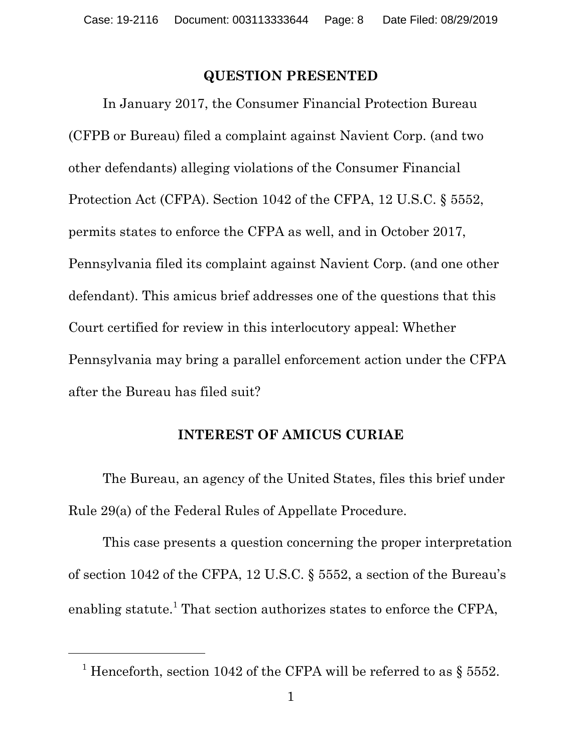## QUESTION PRESENTED

In January 2017, the Consumer Financial Protection Bureau (CFPB or Bureau) filed a complaint against Navient Corp. (and two other defendants) alleging violations of the Consumer Financial Protection Act (CFPA). Section 1042 of the CFPA, 12 U.S.C. § 5552, permits states to enforce the CFPA as well, and in October 2017, Pennsylvania filed its complaint against Navient Corp. (and one other defendant). This amicus brief addresses one of the questions that this Court certified for review in this interlocutory appeal: Whether Pennsylvania may bring a parallel enforcement action under the CFPA after the Bureau has filed suit?

## INTEREST OF AMICUS CURIAE

The Bureau, an agency of the United States, files this brief under Rule 29(a) of the Federal Rules of Appellate Procedure.

This case presents a question concerning the proper interpretation of section 1042 of the CFPA, 12 U.S.C. § 5552, a section of the Bureau's enabling statute.[1] That section authorizes states to enforce the CFPA,

[1] Henceforth, section 1042 of the CFPA will be referred to as § 5552.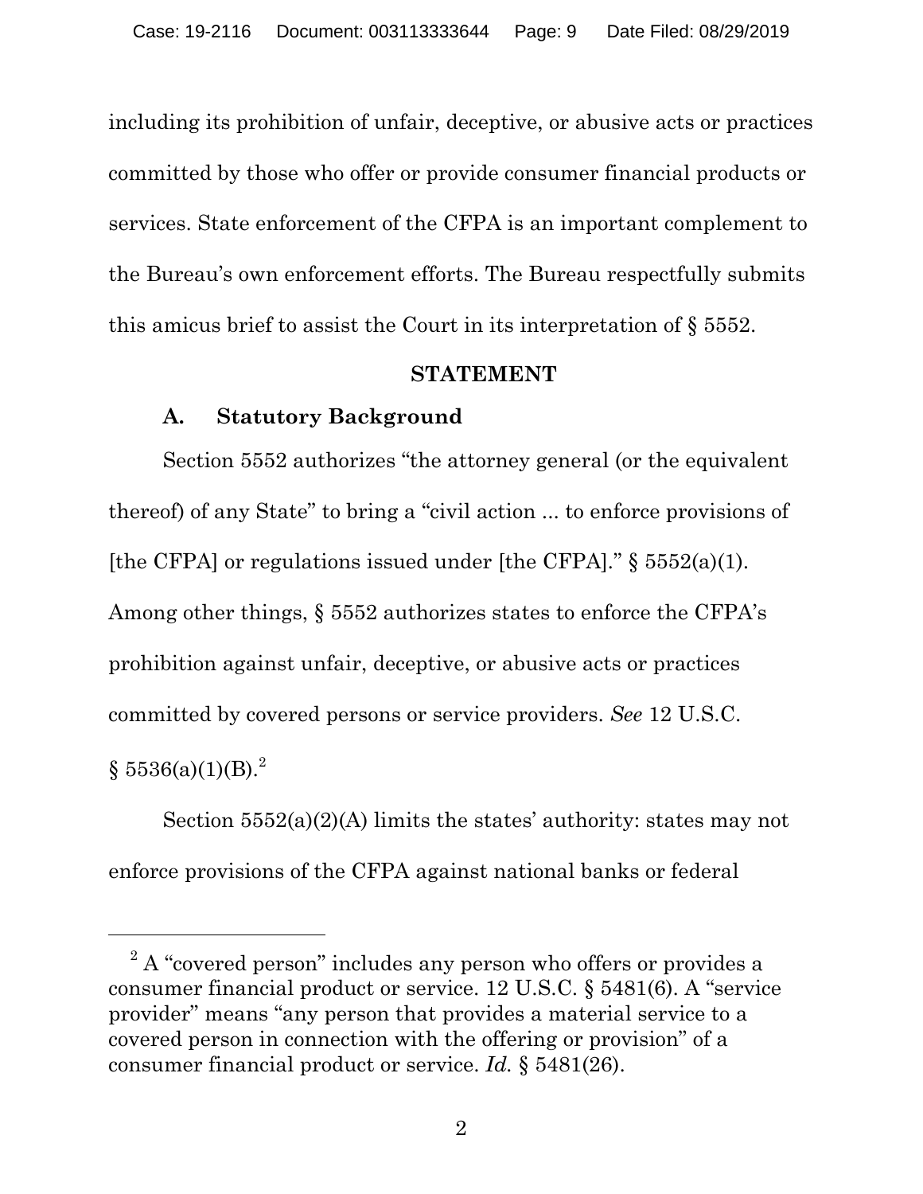including its prohibition of unfair, deceptive, or abusive acts or practices committed by those who offer or provide consumer financial products or services. State enforcement of the CFPA is an important complement to the Bureau's own enforcement efforts. The Bureau respectfully submits this amicus brief to assist the Court in its interpretation of § 5552.

## STATEMENT

### A. Statutory Background

Section 5552 authorizes "the attorney general (or the equivalent thereof) of any State" to bring a "civil action ... to enforce provisions of [the CFPA] or regulations issued under [the CFPA]." § 5552(a)(1). Among other things, § 5552 authorizes states to enforce the CFPA's prohibition against unfair, deceptive, or abusive acts or practices committed by covered persons or service providers. *See* 12 U.S.C. § 5536(a)(1)(B).[2]

Section 5552(a)(2)(A) limits the states' authority: states may not enforce provisions of the CFPA against national banks or federal

[2] A "covered person" includes any person who offers or provides a consumer financial product or service. 12 U.S.C. § 5481(6). A "service provider" means "any person that provides a material service to a covered person in connection with the offering or provision" of a consumer financial product or service. *Id.* § 5481(26).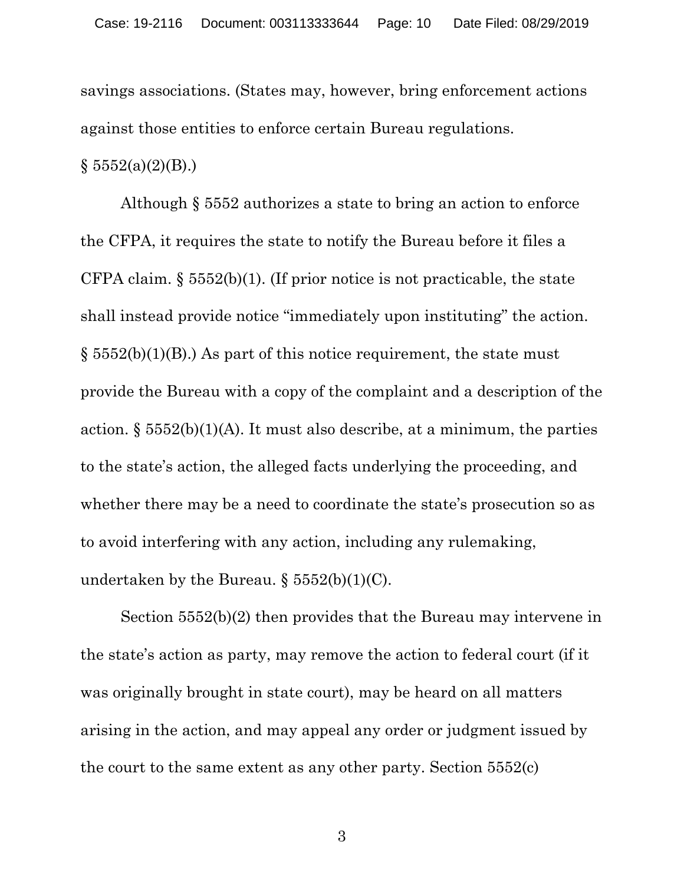savings associations. (States may, however, bring enforcement actions against those entities to enforce certain Bureau regulations. § 5552(a)(2)(B).)

Although § 5552 authorizes a state to bring an action to enforce the CFPA, it requires the state to notify the Bureau before it files a CFPA claim. § 5552(b)(1). (If prior notice is not practicable, the state shall instead provide notice "immediately upon instituting" the action. § 5552(b)(1)(B).) As part of this notice requirement, the state must provide the Bureau with a copy of the complaint and a description of the action. § 5552(b)(1)(A). It must also describe, at a minimum, the parties to the state's action, the alleged facts underlying the proceeding, and whether there may be a need to coordinate the state's prosecution so as to avoid interfering with any action, including any rulemaking, undertaken by the Bureau. § 5552(b)(1)(C).

Section 5552(b)(2) then provides that the Bureau may intervene in the state's action as party, may remove the action to federal court (if it was originally brought in state court), may be heard on all matters arising in the action, and may appeal any order or judgment issued by the court to the same extent as any other party. Section 5552(c)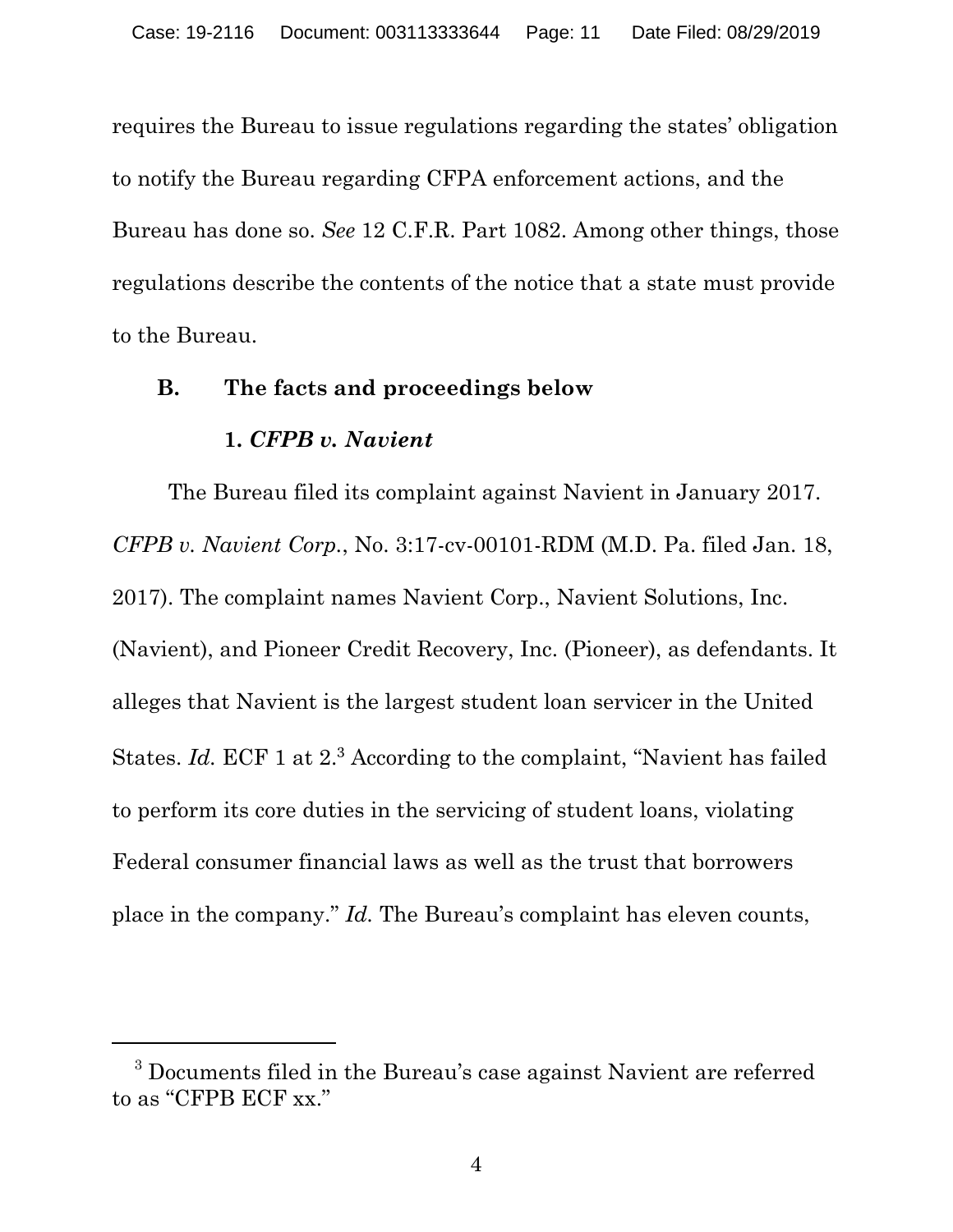requires the Bureau to issue regulations regarding the states' obligation to notify the Bureau regarding CFPA enforcement actions, and the Bureau has done so. *See* 12 C.F.R. Part 1082. Among other things, those regulations describe the contents of the notice that a state must provide to the Bureau.

### B. The facts and proceedings below

#### 1. *CFPB v. Navient*

The Bureau filed its complaint against Navient in January 2017. *CFPB v. Navient Corp.*, No. 3:17-cv-00101-RDM (M.D. Pa. filed Jan. 18, 2017). The complaint names Navient Corp., Navient Solutions, Inc. (Navient), and Pioneer Credit Recovery, Inc. (Pioneer), as defendants. It alleges that Navient is the largest student loan servicer in the United States. *Id.* ECF 1 at 2.[3] According to the complaint, "Navient has failed to perform its core duties in the servicing of student loans, violating Federal consumer financial laws as well as the trust that borrowers place in the company." *Id.* The Bureau's complaint has eleven counts,

[3] Documents filed in the Bureau's case against Navient are referred to as "CFPB ECF xx."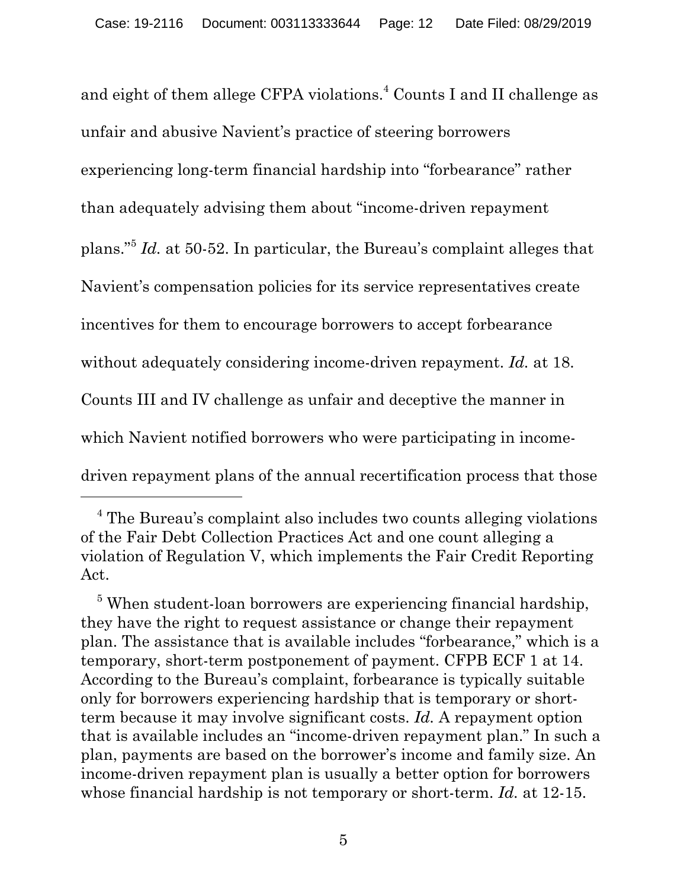and eight of them allege CFPA violations.[4] Counts I and II challenge as unfair and abusive Navient's practice of steering borrowers experiencing long-term financial hardship into "forbearance" rather than adequately advising them about "income-driven repayment plans."[5] *Id.* at 50-52. In particular, the Bureau's complaint alleges that Navient's compensation policies for its service representatives create incentives for them to encourage borrowers to accept forbearance without adequately considering income-driven repayment. *Id.* at 18. Counts III and IV challenge as unfair and deceptive the manner in which Navient notified borrowers who were participating in income-driven repayment plans of the annual recertification process that those

---

[4] The Bureau's complaint also includes two counts alleging violations of the Fair Debt Collection Practices Act and one count alleging a violation of Regulation V, which implements the Fair Credit Reporting Act.

[5] When student-loan borrowers are experiencing financial hardship, they have the right to request assistance or change their repayment plan. The assistance that is available includes "forbearance," which is a temporary, short-term postponement of payment. CFPB ECF 1 at 14. According to the Bureau's complaint, forbearance is typically suitable only for borrowers experiencing hardship that is temporary or short-term because it may involve significant costs. *Id.* A repayment option that is available includes an "income-driven repayment plan." In such a plan, payments are based on the borrower's income and family size. An income-driven repayment plan is usually a better option for borrowers whose financial hardship is not temporary or short-term. *Id.* at 12-15.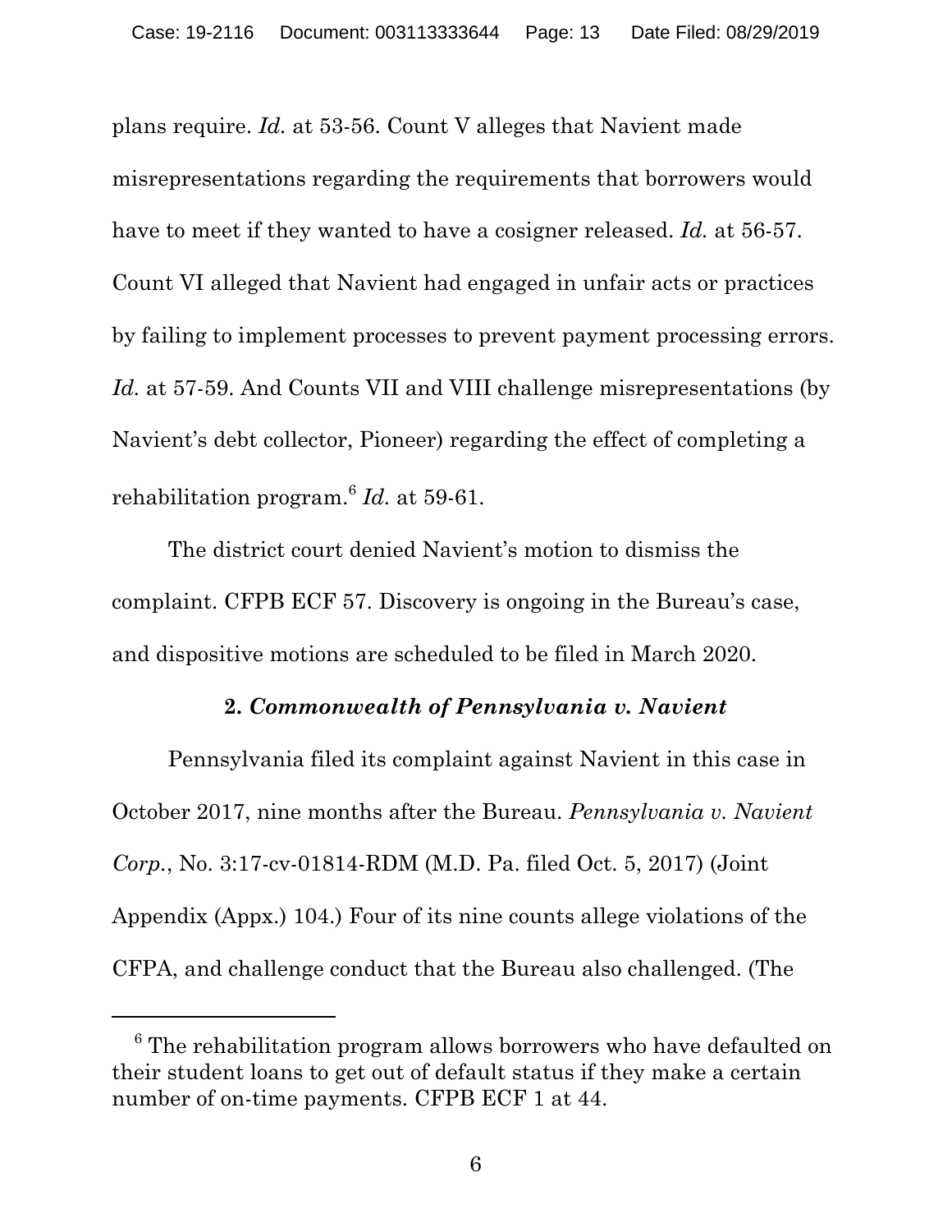plans require. *Id.* at 53-56. Count V alleges that Navient made misrepresentations regarding the requirements that borrowers would have to meet if they wanted to have a cosigner released. *Id.* at 56-57. Count VI alleged that Navient had engaged in unfair acts or practices by failing to implement processes to prevent payment processing errors. *Id.* at 57-59. And Counts VII and VIII challenge misrepresentations (by Navient's debt collector, Pioneer) regarding the effect of completing a rehabilitation program.[6] *Id.* at 59-61.

The district court denied Navient's motion to dismiss the complaint. CFPB ECF 57. Discovery is ongoing in the Bureau's case, and dispositive motions are scheduled to be filed in March 2020.

### 2. *Commonwealth of Pennsylvania v. Navient*

Pennsylvania filed its complaint against Navient in this case in October 2017, nine months after the Bureau. *Pennsylvania v. Navient Corp.*, No. 3:17-cv-01814-RDM (M.D. Pa. filed Oct. 5, 2017) (Joint Appendix (Appx.) 104.) Four of its nine counts allege violations of the CFPA, and challenge conduct that the Bureau also challenged. (The

---

[6] The rehabilitation program allows borrowers who have defaulted on their student loans to get out of default status if they make a certain number of on-time payments. CFPB ECF 1 at 44.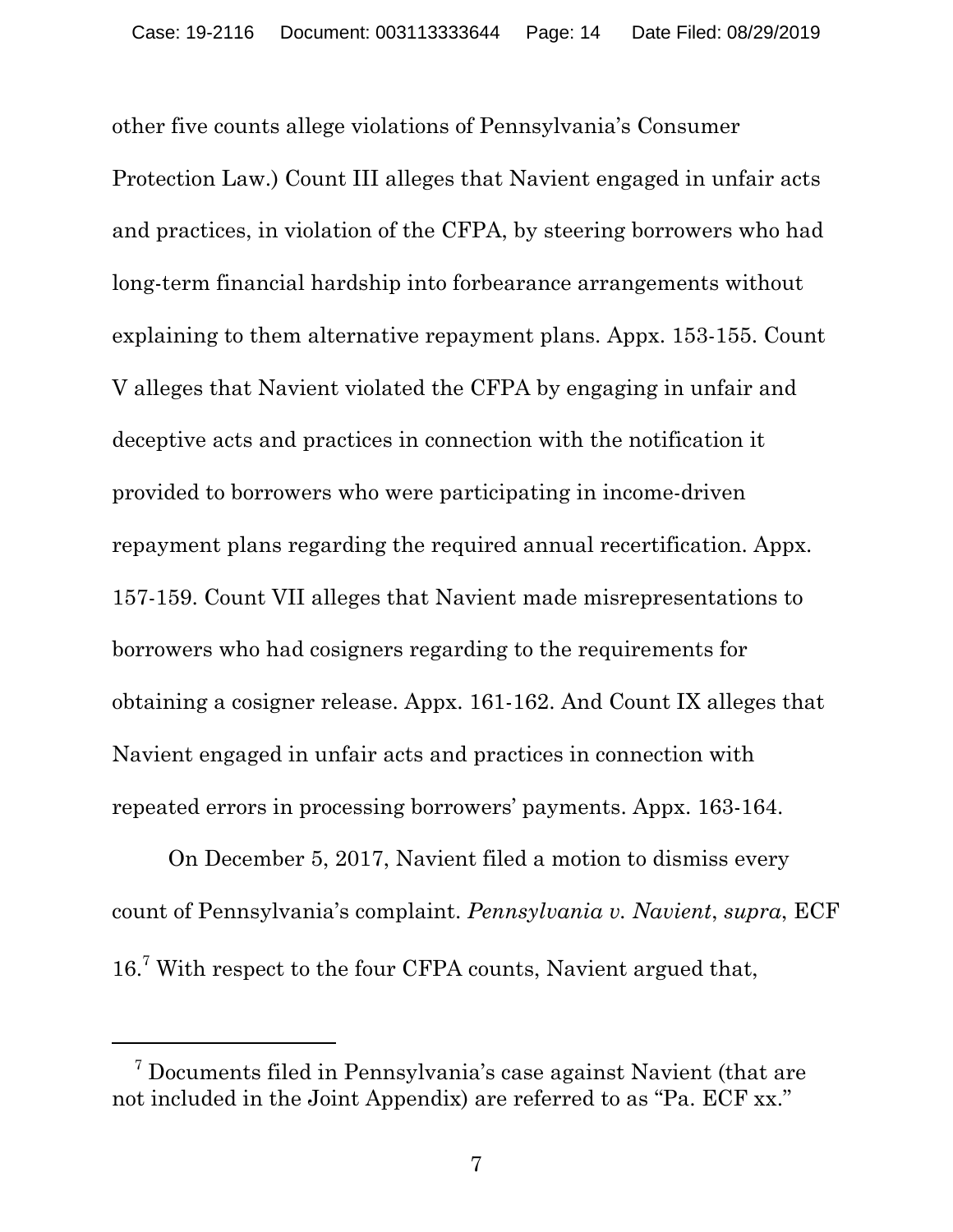other five counts allege violations of Pennsylvania's Consumer Protection Law.) Count III alleges that Navient engaged in unfair acts and practices, in violation of the CFPA, by steering borrowers who had long-term financial hardship into forbearance arrangements without explaining to them alternative repayment plans. Appx. 153-155. Count V alleges that Navient violated the CFPA by engaging in unfair and deceptive acts and practices in connection with the notification it provided to borrowers who were participating in income-driven repayment plans regarding the required annual recertification. Appx. 157-159. Count VII alleges that Navient made misrepresentations to borrowers who had cosigners regarding to the requirements for obtaining a cosigner release. Appx. 161-162. And Count IX alleges that Navient engaged in unfair acts and practices in connection with repeated errors in processing borrowers' payments. Appx. 163-164.

On December 5, 2017, Navient filed a motion to dismiss every count of Pennsylvania's complaint. *Pennsylvania v. Navient*, *supra*, ECF 16.[7] With respect to the four CFPA counts, Navient argued that,

[7] Documents filed in Pennsylvania's case against Navient (that are not included in the Joint Appendix) are referred to as "Pa. ECF xx."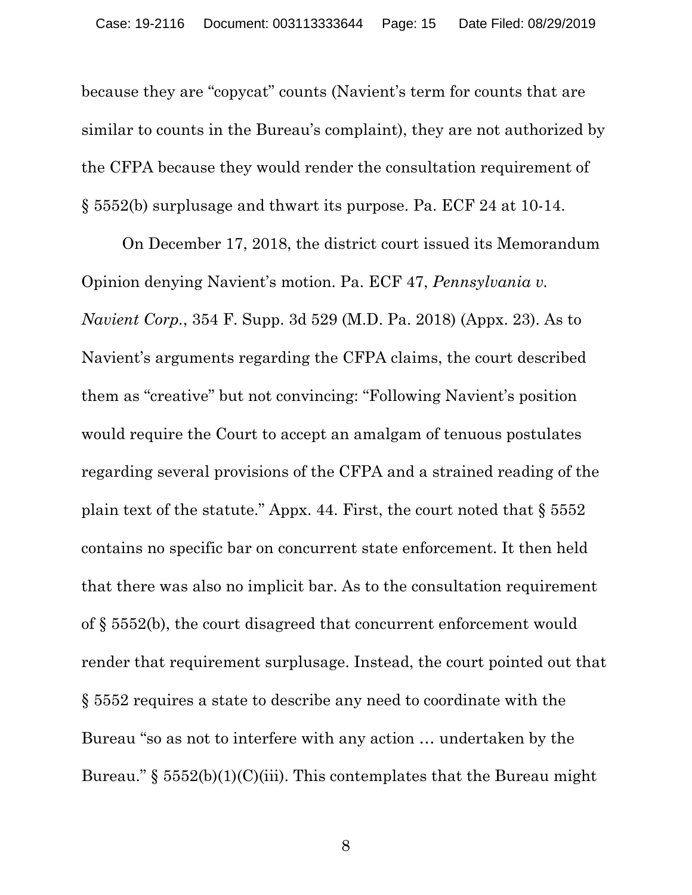because they are "copycat" counts (Navient's term for counts that are similar to counts in the Bureau's complaint), they are not authorized by the CFPA because they would render the consultation requirement of § 5552(b) surplusage and thwart its purpose. Pa. ECF 24 at 10-14.

On December 17, 2018, the district court issued its Memorandum Opinion denying Navient's motion. Pa. ECF 47, *Pennsylvania v. Navient Corp.*, 354 F. Supp. 3d 529 (M.D. Pa. 2018) (Appx. 23). As to Navient's arguments regarding the CFPA claims, the court described them as "creative" but not convincing: "Following Navient's position would require the Court to accept an amalgam of tenuous postulates regarding several provisions of the CFPA and a strained reading of the plain text of the statute." Appx. 44. First, the court noted that § 5552 contains no specific bar on concurrent state enforcement. It then held that there was also no implicit bar. As to the consultation requirement of § 5552(b), the court disagreed that concurrent enforcement would render that requirement surplusage. Instead, the court pointed out that § 5552 requires a state to describe any need to coordinate with the Bureau "so as not to interfere with any action … undertaken by the Bureau." § 5552(b)(1)(C)(iii). This contemplates that the Bureau might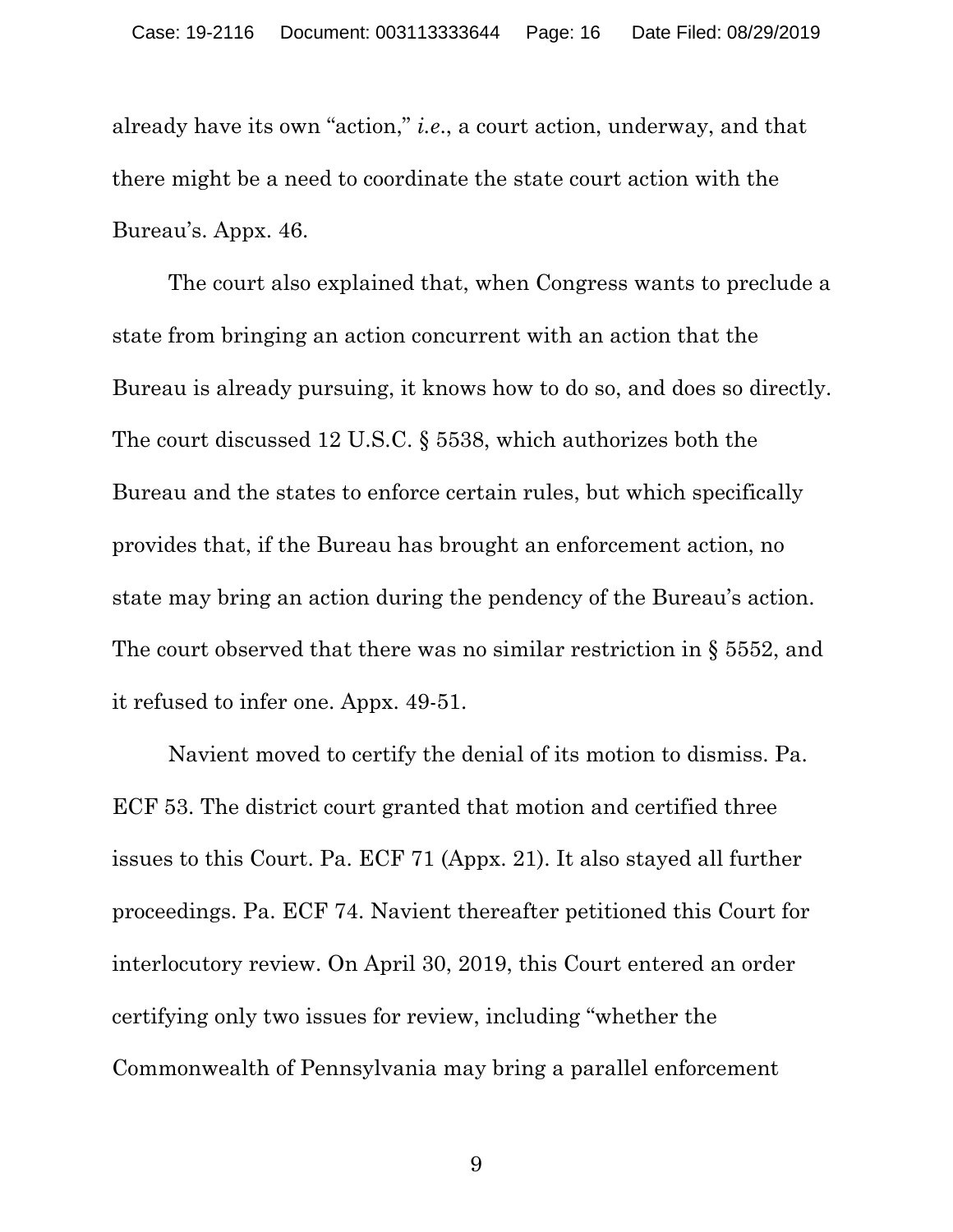already have its own "action," *i.e.*, a court action, underway, and that there might be a need to coordinate the state court action with the Bureau's. Appx. 46.

The court also explained that, when Congress wants to preclude a state from bringing an action concurrent with an action that the Bureau is already pursuing, it knows how to do so, and does so directly. The court discussed 12 U.S.C. § 5538, which authorizes both the Bureau and the states to enforce certain rules, but which specifically provides that, if the Bureau has brought an enforcement action, no state may bring an action during the pendency of the Bureau's action. The court observed that there was no similar restriction in § 5552, and it refused to infer one. Appx. 49-51.

Navient moved to certify the denial of its motion to dismiss. Pa. ECF 53. The district court granted that motion and certified three issues to this Court. Pa. ECF 71 (Appx. 21). It also stayed all further proceedings. Pa. ECF 74. Navient thereafter petitioned this Court for interlocutory review. On April 30, 2019, this Court entered an order certifying only two issues for review, including "whether the Commonwealth of Pennsylvania may bring a parallel enforcement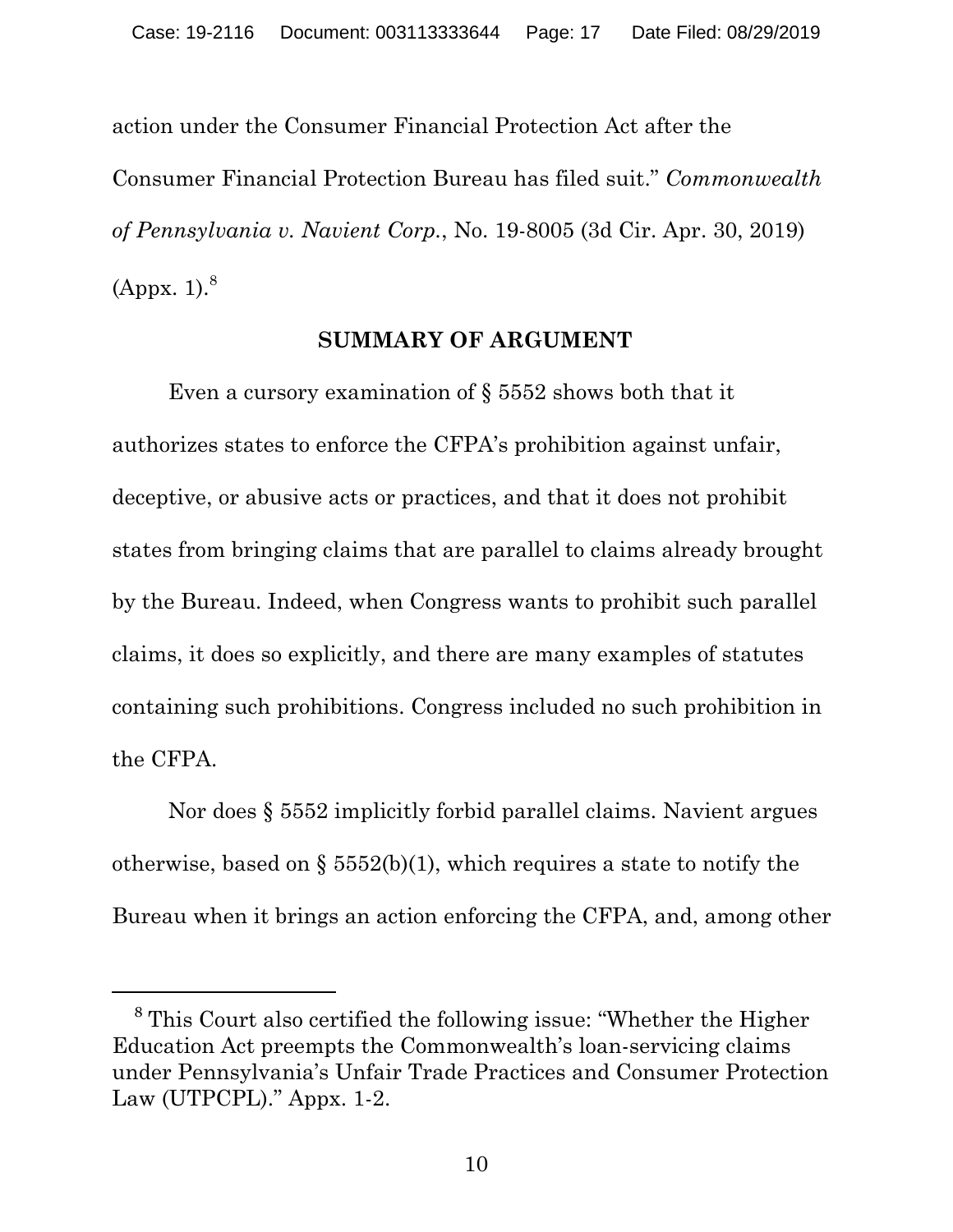action under the Consumer Financial Protection Act after the Consumer Financial Protection Bureau has filed suit." *Commonwealth of Pennsylvania v. Navient Corp.*, No. 19-8005 (3d Cir. Apr. 30, 2019) (Appx. 1).[8]

## SUMMARY OF ARGUMENT

Even a cursory examination of § 5552 shows both that it authorizes states to enforce the CFPA's prohibition against unfair, deceptive, or abusive acts or practices, and that it does not prohibit states from bringing claims that are parallel to claims already brought by the Bureau. Indeed, when Congress wants to prohibit such parallel claims, it does so explicitly, and there are many examples of statutes containing such prohibitions. Congress included no such prohibition in the CFPA.

Nor does § 5552 implicitly forbid parallel claims. Navient argues otherwise, based on § 5552(b)(1), which requires a state to notify the Bureau when it brings an action enforcing the CFPA, and, among other

---

[8] This Court also certified the following issue: "Whether the Higher Education Act preempts the Commonwealth's loan-servicing claims under Pennsylvania's Unfair Trade Practices and Consumer Protection Law (UTPCPL)." Appx. 1-2.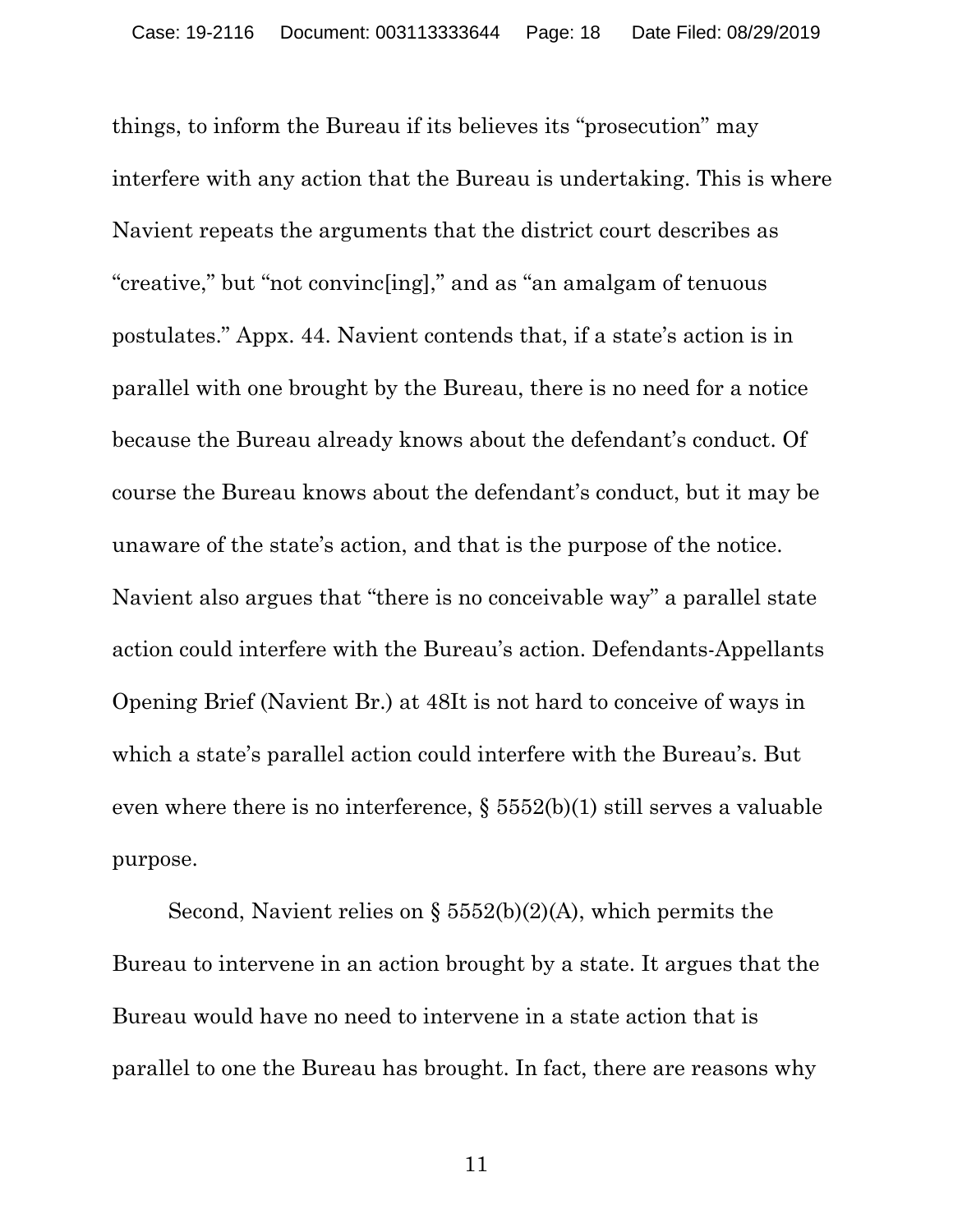things, to inform the Bureau if its believes its "prosecution" may interfere with any action that the Bureau is undertaking. This is where Navient repeats the arguments that the district court describes as "creative," but "not convinc[ing]," and as "an amalgam of tenuous postulates." Appx. 44. Navient contends that, if a state's action is in parallel with one brought by the Bureau, there is no need for a notice because the Bureau already knows about the defendant's conduct. Of course the Bureau knows about the defendant's conduct, but it may be unaware of the state's action, and that is the purpose of the notice. Navient also argues that "there is no conceivable way" a parallel state action could interfere with the Bureau's action. Defendants-Appellants Opening Brief (Navient Br.) at 48It is not hard to conceive of ways in which a state's parallel action could interfere with the Bureau's. But even where there is no interference, § 5552(b)(1) still serves a valuable purpose.

Second, Navient relies on § 5552(b)(2)(A), which permits the Bureau to intervene in an action brought by a state. It argues that the Bureau would have no need to intervene in a state action that is parallel to one the Bureau has brought. In fact, there are reasons why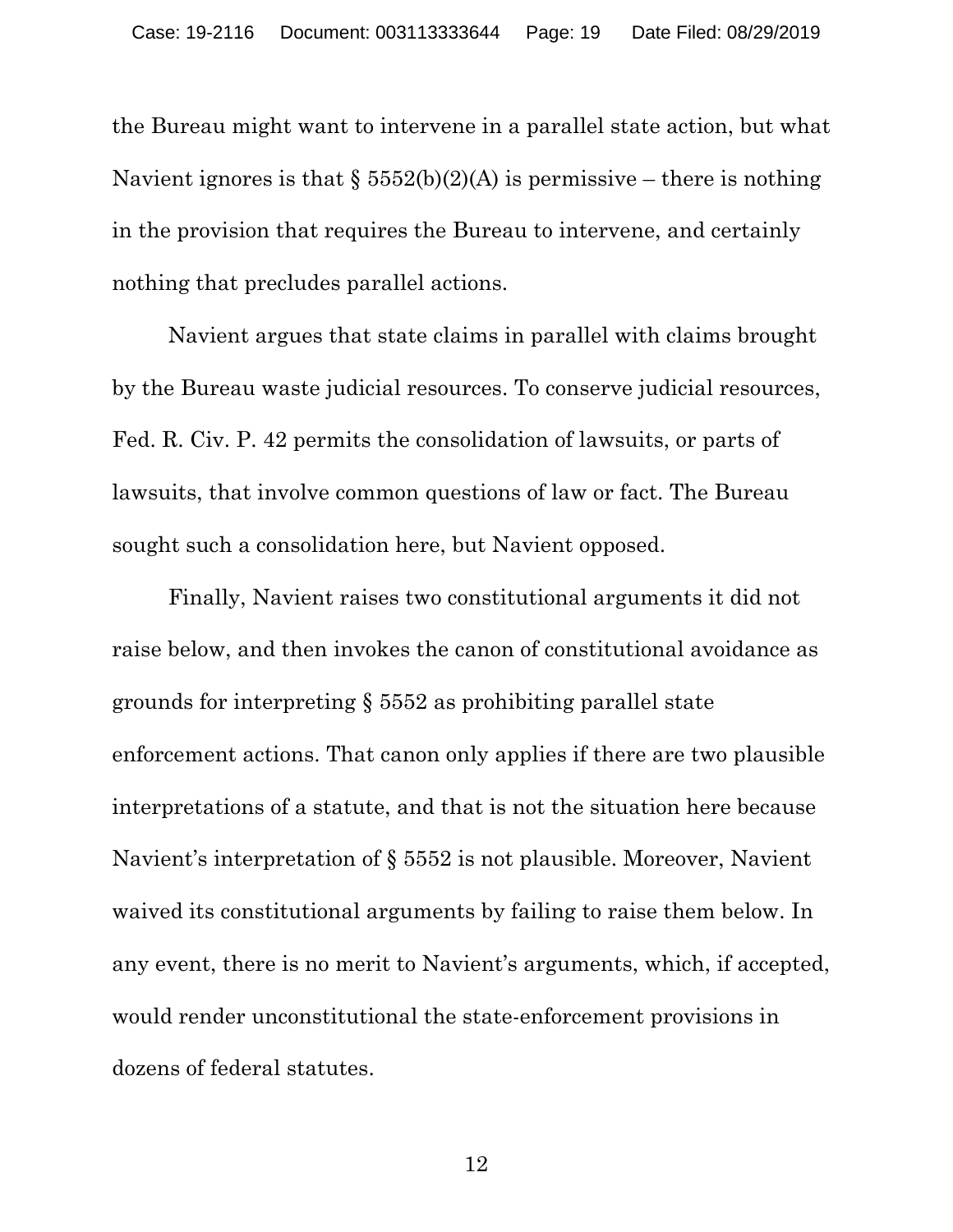the Bureau might want to intervene in a parallel state action, but what Navient ignores is that § 5552(b)(2)(A) is permissive – there is nothing in the provision that requires the Bureau to intervene, and certainly nothing that precludes parallel actions.

Navient argues that state claims in parallel with claims brought by the Bureau waste judicial resources. To conserve judicial resources, Fed. R. Civ. P. 42 permits the consolidation of lawsuits, or parts of lawsuits, that involve common questions of law or fact. The Bureau sought such a consolidation here, but Navient opposed.

Finally, Navient raises two constitutional arguments it did not raise below, and then invokes the canon of constitutional avoidance as grounds for interpreting § 5552 as prohibiting parallel state enforcement actions. That canon only applies if there are two plausible interpretations of a statute, and that is not the situation here because Navient's interpretation of § 5552 is not plausible. Moreover, Navient waived its constitutional arguments by failing to raise them below. In any event, there is no merit to Navient's arguments, which, if accepted, would render unconstitutional the state-enforcement provisions in dozens of federal statutes.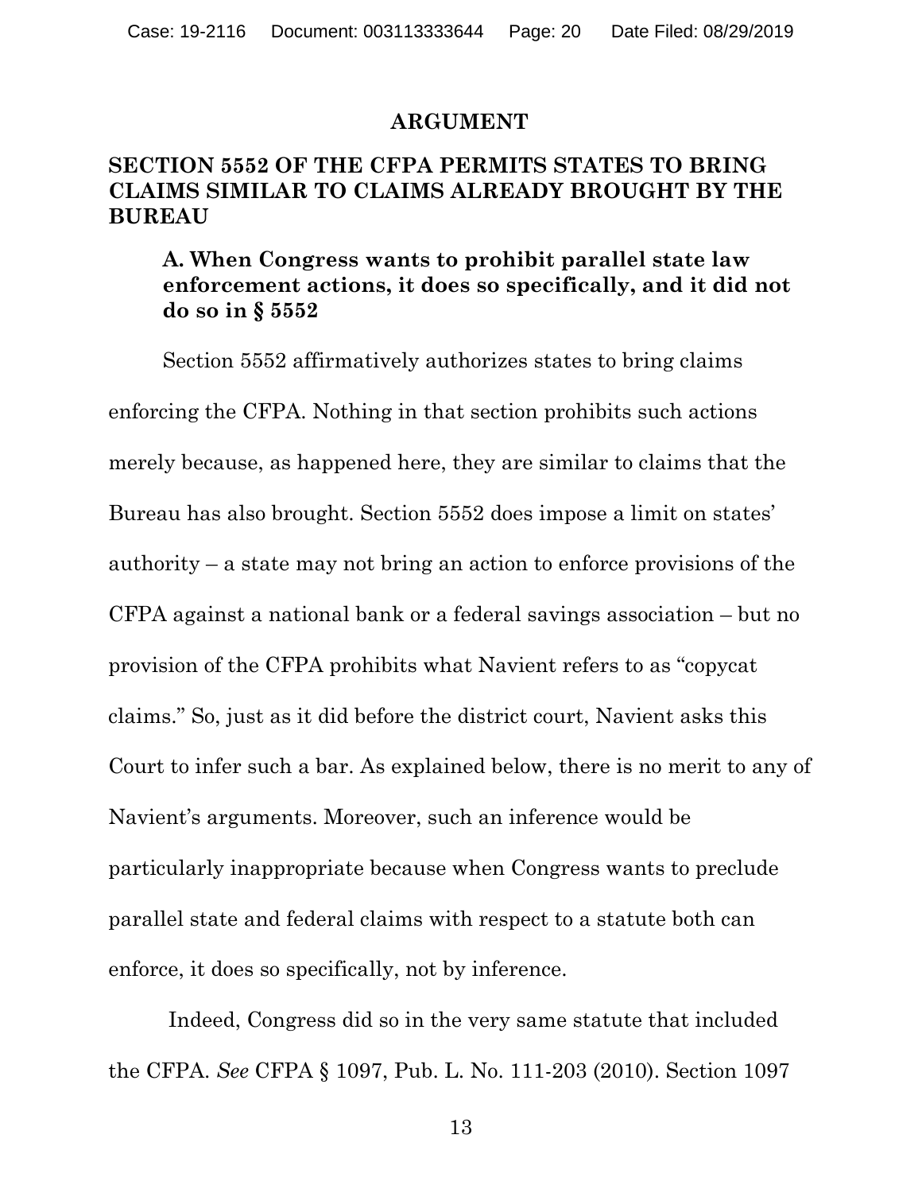## ARGUMENT

## SECTION 5552 OF THE CFPA PERMITS STATES TO BRING CLAIMS SIMILAR TO CLAIMS ALREADY BROUGHT BY THE BUREAU

### A. When Congress wants to prohibit parallel state law enforcement actions, it does so specifically, and it did not do so in § 5552

Section 5552 affirmatively authorizes states to bring claims enforcing the CFPA. Nothing in that section prohibits such actions merely because, as happened here, they are similar to claims that the Bureau has also brought. Section 5552 does impose a limit on states' authority – a state may not bring an action to enforce provisions of the CFPA against a national bank or a federal savings association – but no provision of the CFPA prohibits what Navient refers to as "copycat claims." So, just as it did before the district court, Navient asks this Court to infer such a bar. As explained below, there is no merit to any of Navient's arguments. Moreover, such an inference would be particularly inappropriate because when Congress wants to preclude parallel state and federal claims with respect to a statute both can enforce, it does so specifically, not by inference.

Indeed, Congress did so in the very same statute that included the CFPA. *See* CFPA § 1097, Pub. L. No. 111-203 (2010). Section 1097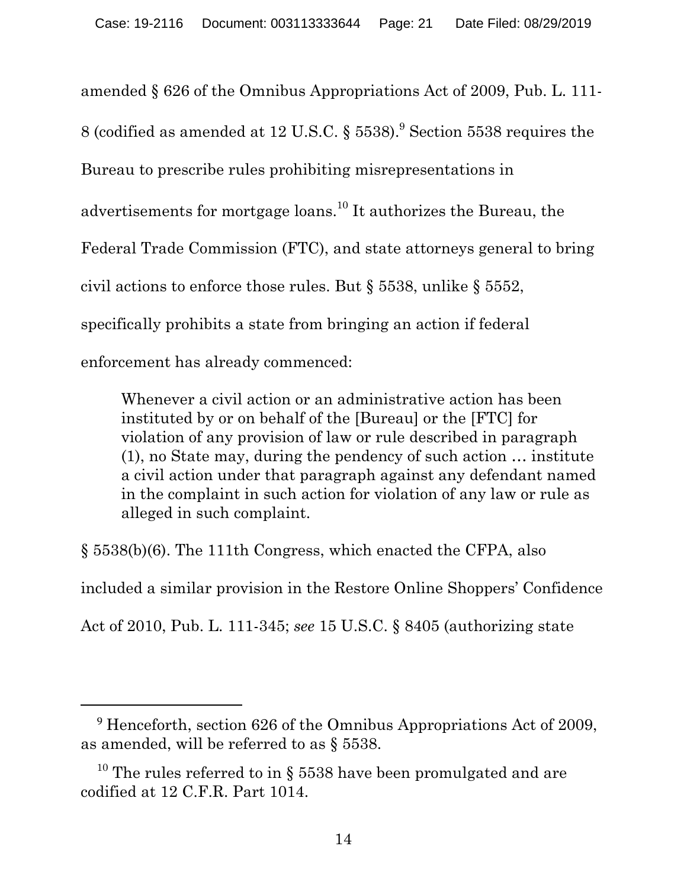amended § 626 of the Omnibus Appropriations Act of 2009, Pub. L. 111-8 (codified as amended at 12 U.S.C. § 5538).[9] Section 5538 requires the Bureau to prescribe rules prohibiting misrepresentations in advertisements for mortgage loans.[10] It authorizes the Bureau, the Federal Trade Commission (FTC), and state attorneys general to bring civil actions to enforce those rules. But § 5538, unlike § 5552, specifically prohibits a state from bringing an action if federal enforcement has already commenced:

> Whenever a civil action or an administrative action has been instituted by or on behalf of the [Bureau] or the [FTC] for violation of any provision of law or rule described in paragraph (1), no State may, during the pendency of such action … institute a civil action under that paragraph against any defendant named in the complaint in such action for violation of any law or rule as alleged in such complaint.

§ 5538(b)(6). The 111th Congress, which enacted the CFPA, also included a similar provision in the Restore Online Shoppers' Confidence Act of 2010, Pub. L. 111-345; *see* 15 U.S.C. § 8405 (authorizing state

---

[9] Henceforth, section 626 of the Omnibus Appropriations Act of 2009, as amended, will be referred to as § 5538.

[10] The rules referred to in § 5538 have been promulgated and are codified at 12 C.F.R. Part 1014.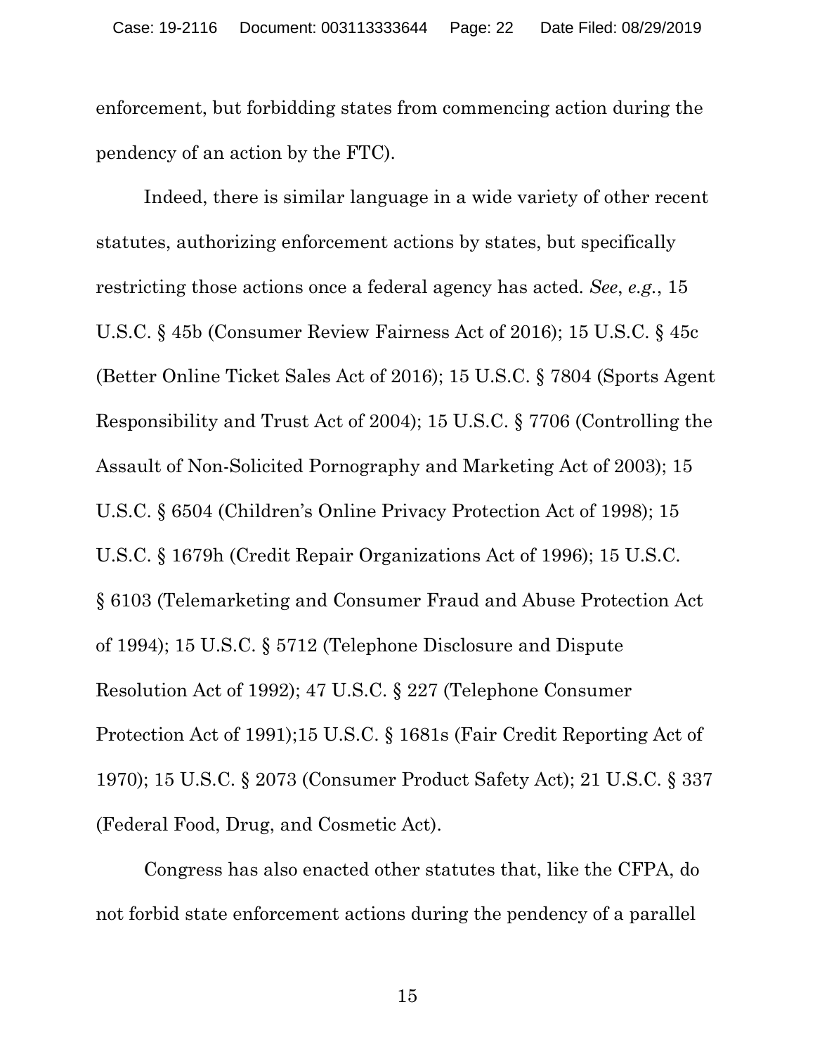enforcement, but forbidding states from commencing action during the pendency of an action by the FTC).

Indeed, there is similar language in a wide variety of other recent statutes, authorizing enforcement actions by states, but specifically restricting those actions once a federal agency has acted. *See*, *e.g.*, 15 U.S.C. § 45b (Consumer Review Fairness Act of 2016); 15 U.S.C. § 45c (Better Online Ticket Sales Act of 2016); 15 U.S.C. § 7804 (Sports Agent Responsibility and Trust Act of 2004); 15 U.S.C. § 7706 (Controlling the Assault of Non-Solicited Pornography and Marketing Act of 2003); 15 U.S.C. § 6504 (Children's Online Privacy Protection Act of 1998); 15 U.S.C. § 1679h (Credit Repair Organizations Act of 1996); 15 U.S.C. § 6103 (Telemarketing and Consumer Fraud and Abuse Protection Act of 1994); 15 U.S.C. § 5712 (Telephone Disclosure and Dispute Resolution Act of 1992); 47 U.S.C. § 227 (Telephone Consumer Protection Act of 1991);15 U.S.C. § 1681s (Fair Credit Reporting Act of 1970); 15 U.S.C. § 2073 (Consumer Product Safety Act); 21 U.S.C. § 337 (Federal Food, Drug, and Cosmetic Act).

Congress has also enacted other statutes that, like the CFPA, do not forbid state enforcement actions during the pendency of a parallel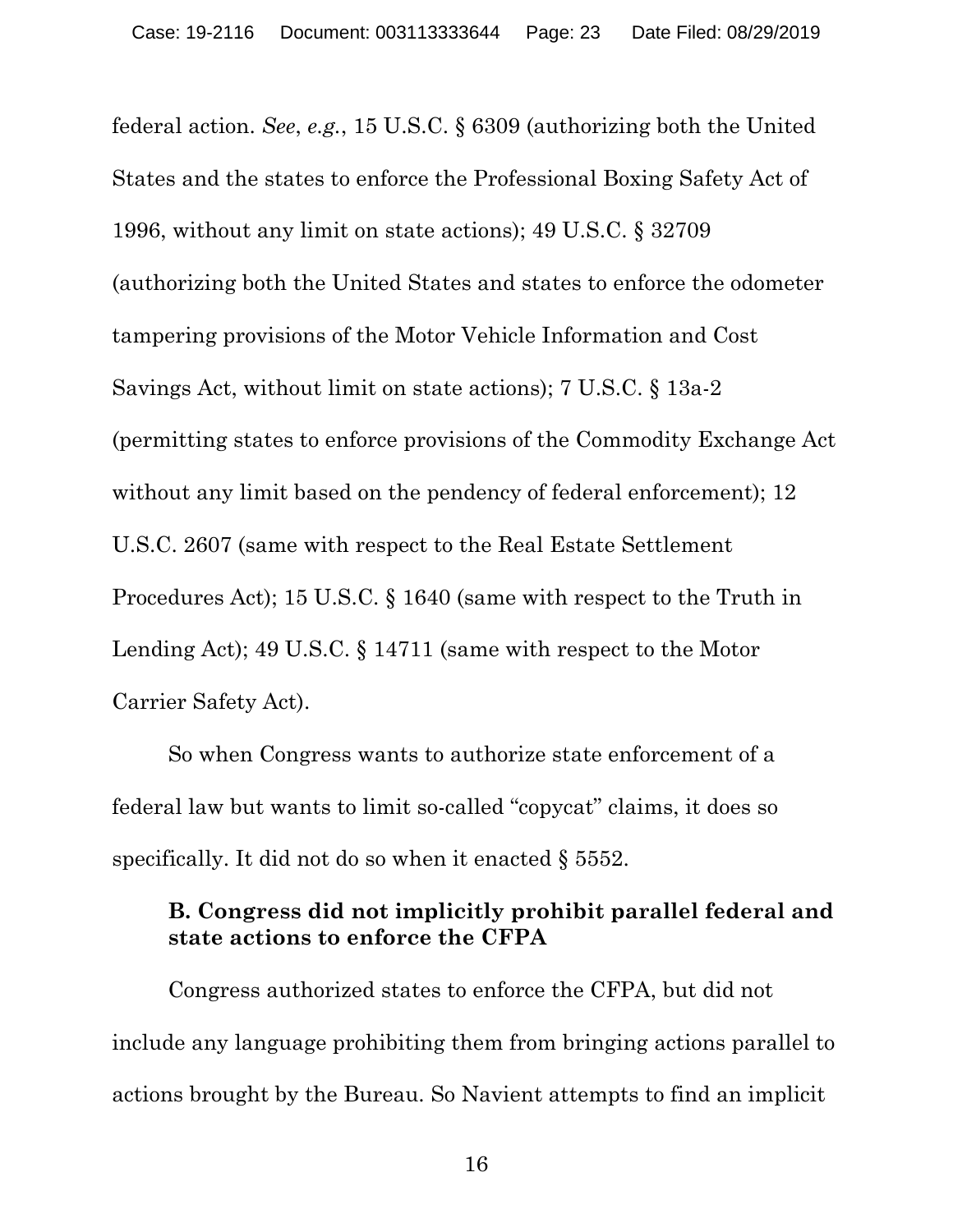federal action. *See*, *e.g.*, 15 U.S.C. § 6309 (authorizing both the United States and the states to enforce the Professional Boxing Safety Act of 1996, without any limit on state actions); 49 U.S.C. § 32709 (authorizing both the United States and states to enforce the odometer tampering provisions of the Motor Vehicle Information and Cost Savings Act, without limit on state actions); 7 U.S.C. § 13a-2 (permitting states to enforce provisions of the Commodity Exchange Act without any limit based on the pendency of federal enforcement); 12 U.S.C. 2607 (same with respect to the Real Estate Settlement Procedures Act); 15 U.S.C. § 1640 (same with respect to the Truth in Lending Act); 49 U.S.C. § 14711 (same with respect to the Motor Carrier Safety Act).

So when Congress wants to authorize state enforcement of a federal law but wants to limit so-called "copycat" claims, it does so specifically. It did not do so when it enacted § 5552.

### B. Congress did not implicitly prohibit parallel federal and state actions to enforce the CFPA

Congress authorized states to enforce the CFPA, but did not include any language prohibiting them from bringing actions parallel to actions brought by the Bureau. So Navient attempts to find an implicit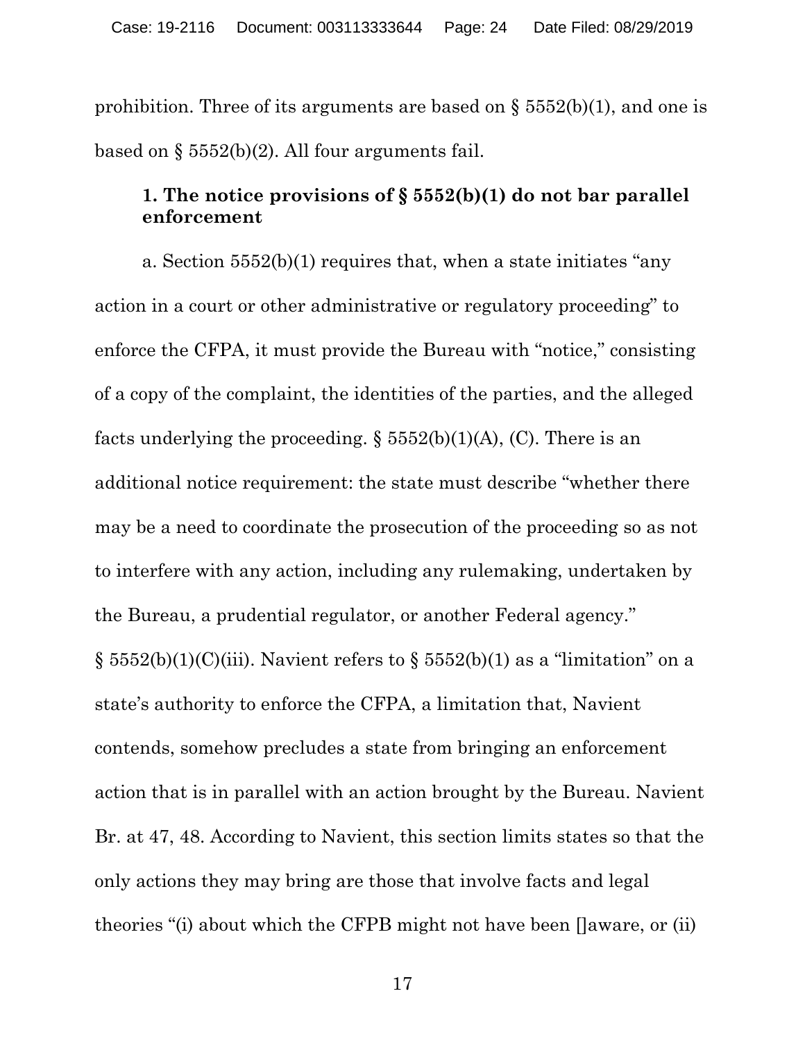prohibition. Three of its arguments are based on § 5552(b)(1), and one is based on § 5552(b)(2). All four arguments fail.

### 1. The notice provisions of § 5552(b)(1) do not bar parallel enforcement

a. Section 5552(b)(1) requires that, when a state initiates "any action in a court or other administrative or regulatory proceeding" to enforce the CFPA, it must provide the Bureau with "notice," consisting of a copy of the complaint, the identities of the parties, and the alleged facts underlying the proceeding. § 5552(b)(1)(A), (C). There is an additional notice requirement: the state must describe "whether there may be a need to coordinate the prosecution of the proceeding so as not to interfere with any action, including any rulemaking, undertaken by the Bureau, a prudential regulator, or another Federal agency." § 5552(b)(1)(C)(iii). Navient refers to § 5552(b)(1) as a "limitation" on a state's authority to enforce the CFPA, a limitation that, Navient contends, somehow precludes a state from bringing an enforcement action that is in parallel with an action brought by the Bureau. Navient Br. at 47, 48. According to Navient, this section limits states so that the only actions they may bring are those that involve facts and legal theories "(i) about which the CFPB might not have been []aware, or (ii)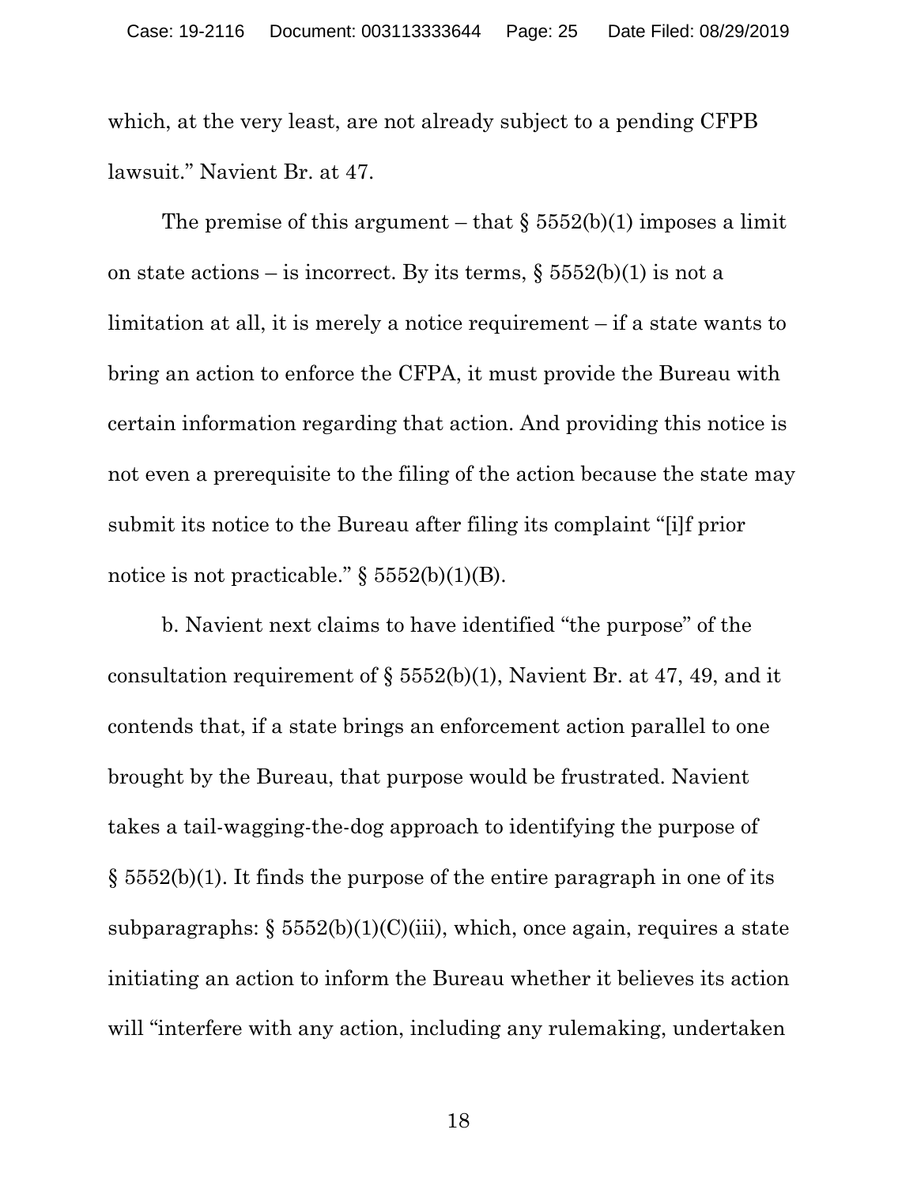which, at the very least, are not already subject to a pending CFPB lawsuit." Navient Br. at 47.

The premise of this argument – that § 5552(b)(1) imposes a limit on state actions – is incorrect. By its terms, § 5552(b)(1) is not a limitation at all, it is merely a notice requirement – if a state wants to bring an action to enforce the CFPA, it must provide the Bureau with certain information regarding that action. And providing this notice is not even a prerequisite to the filing of the action because the state may submit its notice to the Bureau after filing its complaint "[i]f prior notice is not practicable." § 5552(b)(1)(B).

b. Navient next claims to have identified "the purpose" of the consultation requirement of § 5552(b)(1), Navient Br. at 47, 49, and it contends that, if a state brings an enforcement action parallel to one brought by the Bureau, that purpose would be frustrated. Navient takes a tail-wagging-the-dog approach to identifying the purpose of § 5552(b)(1). It finds the purpose of the entire paragraph in one of its subparagraphs: § 5552(b)(1)(C)(iii), which, once again, requires a state initiating an action to inform the Bureau whether it believes its action will "interfere with any action, including any rulemaking, undertaken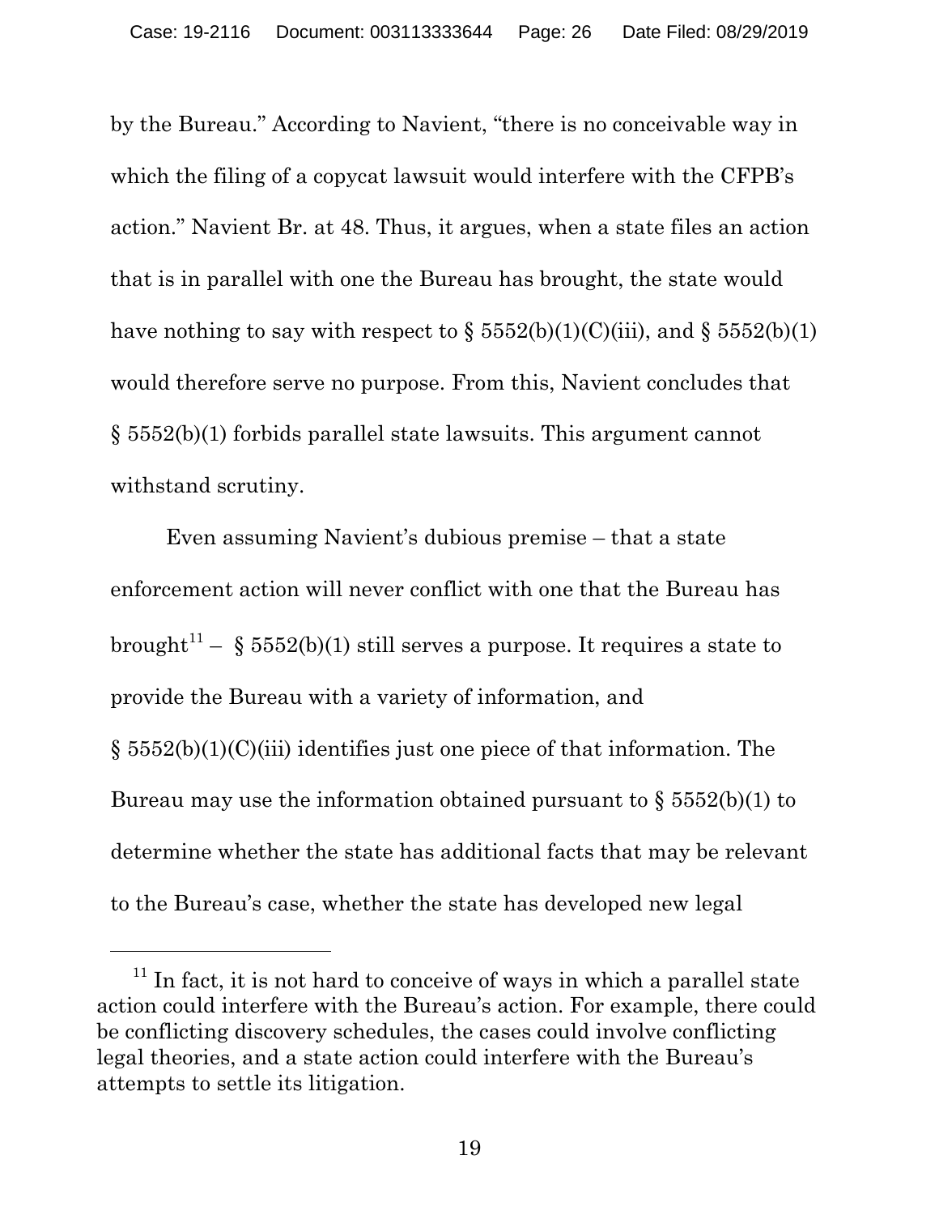by the Bureau." According to Navient, "there is no conceivable way in which the filing of a copycat lawsuit would interfere with the CFPB's action." Navient Br. at 48. Thus, it argues, when a state files an action that is in parallel with one the Bureau has brought, the state would have nothing to say with respect to § 5552(b)(1)(C)(iii), and § 5552(b)(1) would therefore serve no purpose. From this, Navient concludes that § 5552(b)(1) forbids parallel state lawsuits. This argument cannot withstand scrutiny.

Even assuming Navient's dubious premise – that a state enforcement action will never conflict with one that the Bureau has brought[11] – § 5552(b)(1) still serves a purpose. It requires a state to provide the Bureau with a variety of information, and § 5552(b)(1)(C)(iii) identifies just one piece of that information. The Bureau may use the information obtained pursuant to § 5552(b)(1) to determine whether the state has additional facts that may be relevant to the Bureau's case, whether the state has developed new legal

---

[11] In fact, it is not hard to conceive of ways in which a parallel state action could interfere with the Bureau's action. For example, there could be conflicting discovery schedules, the cases could involve conflicting legal theories, and a state action could interfere with the Bureau's attempts to settle its litigation.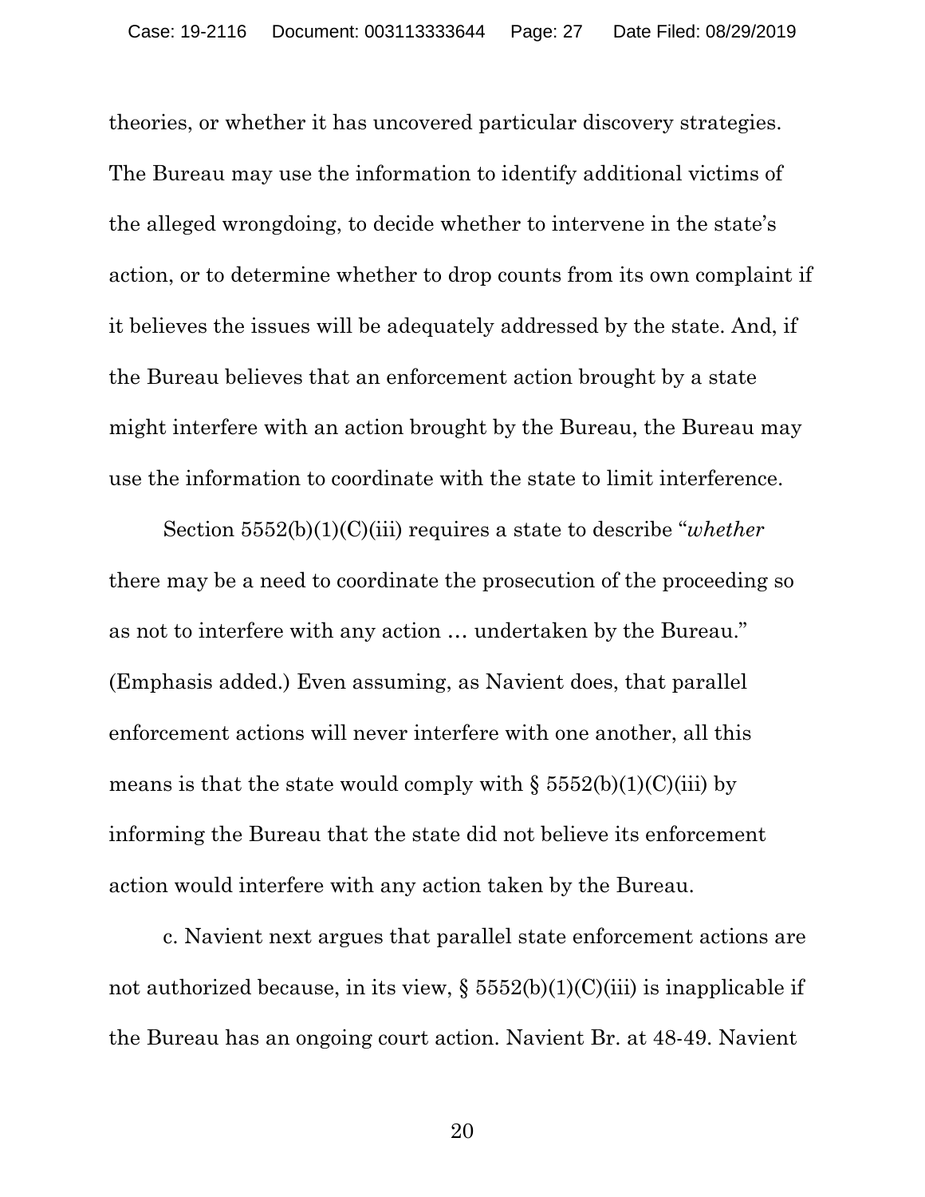theories, or whether it has uncovered particular discovery strategies. The Bureau may use the information to identify additional victims of the alleged wrongdoing, to decide whether to intervene in the state's action, or to determine whether to drop counts from its own complaint if it believes the issues will be adequately addressed by the state. And, if the Bureau believes that an enforcement action brought by a state might interfere with an action brought by the Bureau, the Bureau may use the information to coordinate with the state to limit interference.

Section 5552(b)(1)(C)(iii) requires a state to describe "*whether* there may be a need to coordinate the prosecution of the proceeding so as not to interfere with any action … undertaken by the Bureau." (Emphasis added.) Even assuming, as Navient does, that parallel enforcement actions will never interfere with one another, all this means is that the state would comply with § 5552(b)(1)(C)(iii) by informing the Bureau that the state did not believe its enforcement action would interfere with any action taken by the Bureau.

c. Navient next argues that parallel state enforcement actions are not authorized because, in its view, § 5552(b)(1)(C)(iii) is inapplicable if the Bureau has an ongoing court action. Navient Br. at 48-49. Navient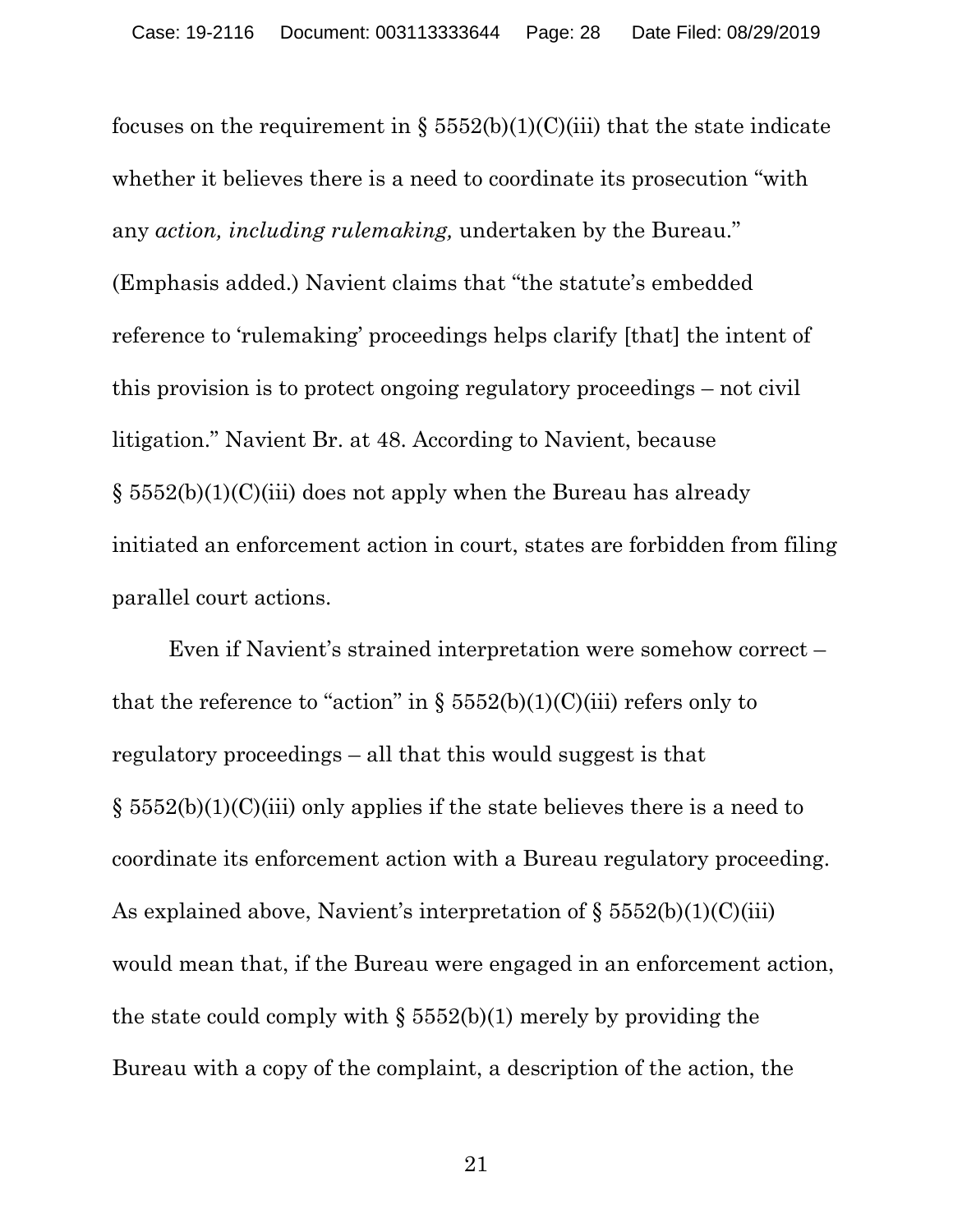focuses on the requirement in § 5552(b)(1)(C)(iii) that the state indicate whether it believes there is a need to coordinate its prosecution "with any *action, including rulemaking,* undertaken by the Bureau." (Emphasis added.) Navient claims that "the statute's embedded reference to 'rulemaking' proceedings helps clarify [that] the intent of this provision is to protect ongoing regulatory proceedings – not civil litigation." Navient Br. at 48. According to Navient, because § 5552(b)(1)(C)(iii) does not apply when the Bureau has already initiated an enforcement action in court, states are forbidden from filing parallel court actions.

Even if Navient's strained interpretation were somehow correct – that the reference to "action" in § 5552(b)(1)(C)(iii) refers only to regulatory proceedings – all that this would suggest is that § 5552(b)(1)(C)(iii) only applies if the state believes there is a need to coordinate its enforcement action with a Bureau regulatory proceeding. As explained above, Navient's interpretation of § 5552(b)(1)(C)(iii) would mean that, if the Bureau were engaged in an enforcement action, the state could comply with § 5552(b)(1) merely by providing the Bureau with a copy of the complaint, a description of the action, the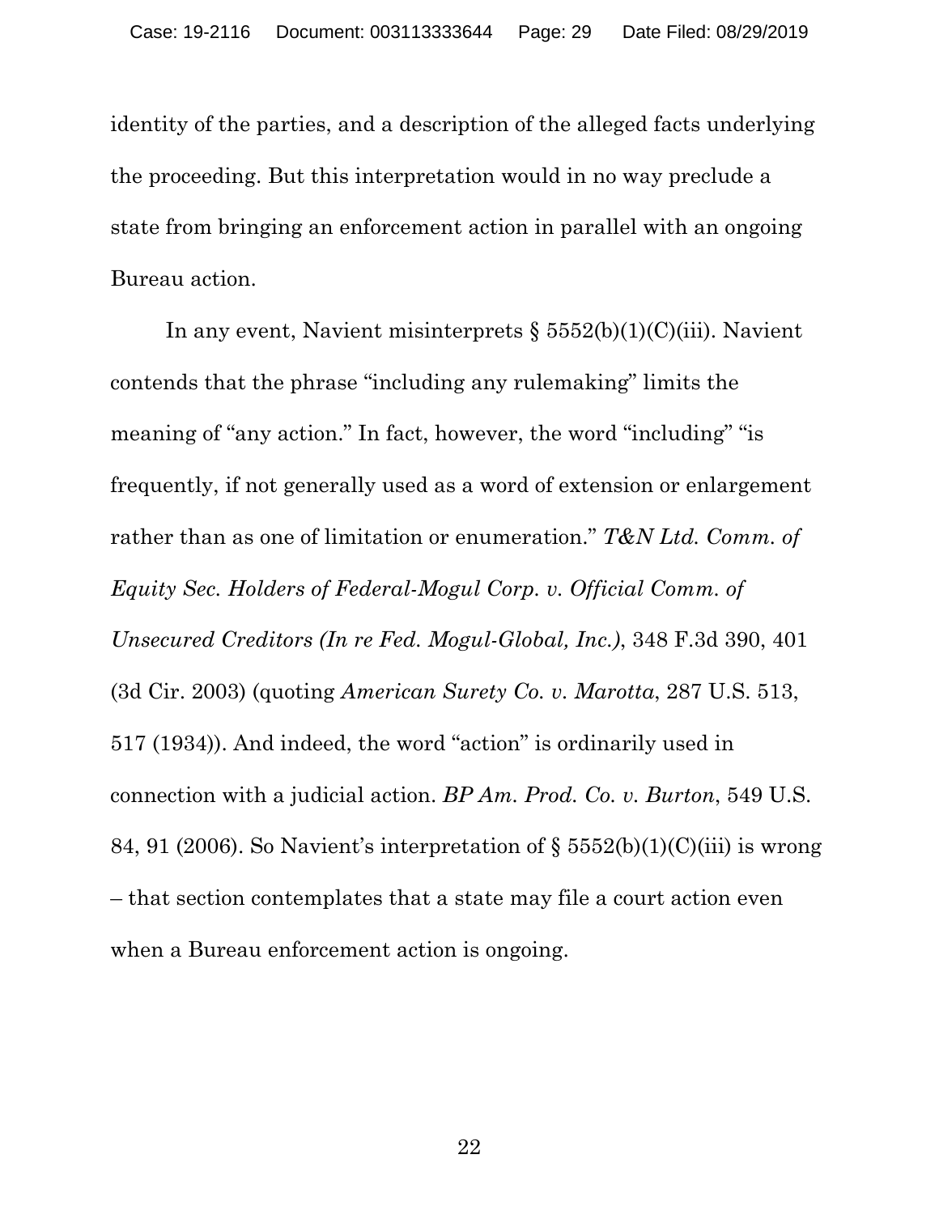identity of the parties, and a description of the alleged facts underlying the proceeding. But this interpretation would in no way preclude a state from bringing an enforcement action in parallel with an ongoing Bureau action.

In any event, Navient misinterprets § 5552(b)(1)(C)(iii). Navient contends that the phrase "including any rulemaking" limits the meaning of "any action." In fact, however, the word "including" "is frequently, if not generally used as a word of extension or enlargement rather than as one of limitation or enumeration." *T&N Ltd. Comm. of Equity Sec. Holders of Federal-Mogul Corp. v. Official Comm. of Unsecured Creditors (In re Fed. Mogul-Global, Inc.)*, 348 F.3d 390, 401 (3d Cir. 2003) (quoting *American Surety Co. v. Marotta*, 287 U.S. 513, 517 (1934)). And indeed, the word "action" is ordinarily used in connection with a judicial action. *BP Am. Prod. Co. v. Burton*, 549 U.S. 84, 91 (2006). So Navient's interpretation of § 5552(b)(1)(C)(iii) is wrong – that section contemplates that a state may file a court action even when a Bureau enforcement action is ongoing.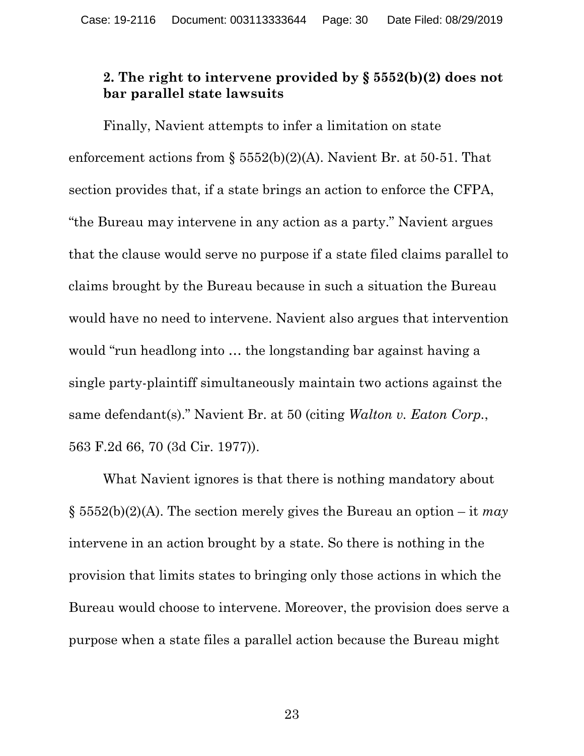### 2. The right to intervene provided by § 5552(b)(2) does not bar parallel state lawsuits

Finally, Navient attempts to infer a limitation on state enforcement actions from § 5552(b)(2)(A). Navient Br. at 50-51. That section provides that, if a state brings an action to enforce the CFPA, "the Bureau may intervene in any action as a party." Navient argues that the clause would serve no purpose if a state filed claims parallel to claims brought by the Bureau because in such a situation the Bureau would have no need to intervene. Navient also argues that intervention would "run headlong into … the longstanding bar against having a single party-plaintiff simultaneously maintain two actions against the same defendant(s)." Navient Br. at 50 (citing *Walton v. Eaton Corp.*, 563 F.2d 66, 70 (3d Cir. 1977)).

What Navient ignores is that there is nothing mandatory about § 5552(b)(2)(A). The section merely gives the Bureau an option – it *may* intervene in an action brought by a state. So there is nothing in the provision that limits states to bringing only those actions in which the Bureau would choose to intervene. Moreover, the provision does serve a purpose when a state files a parallel action because the Bureau might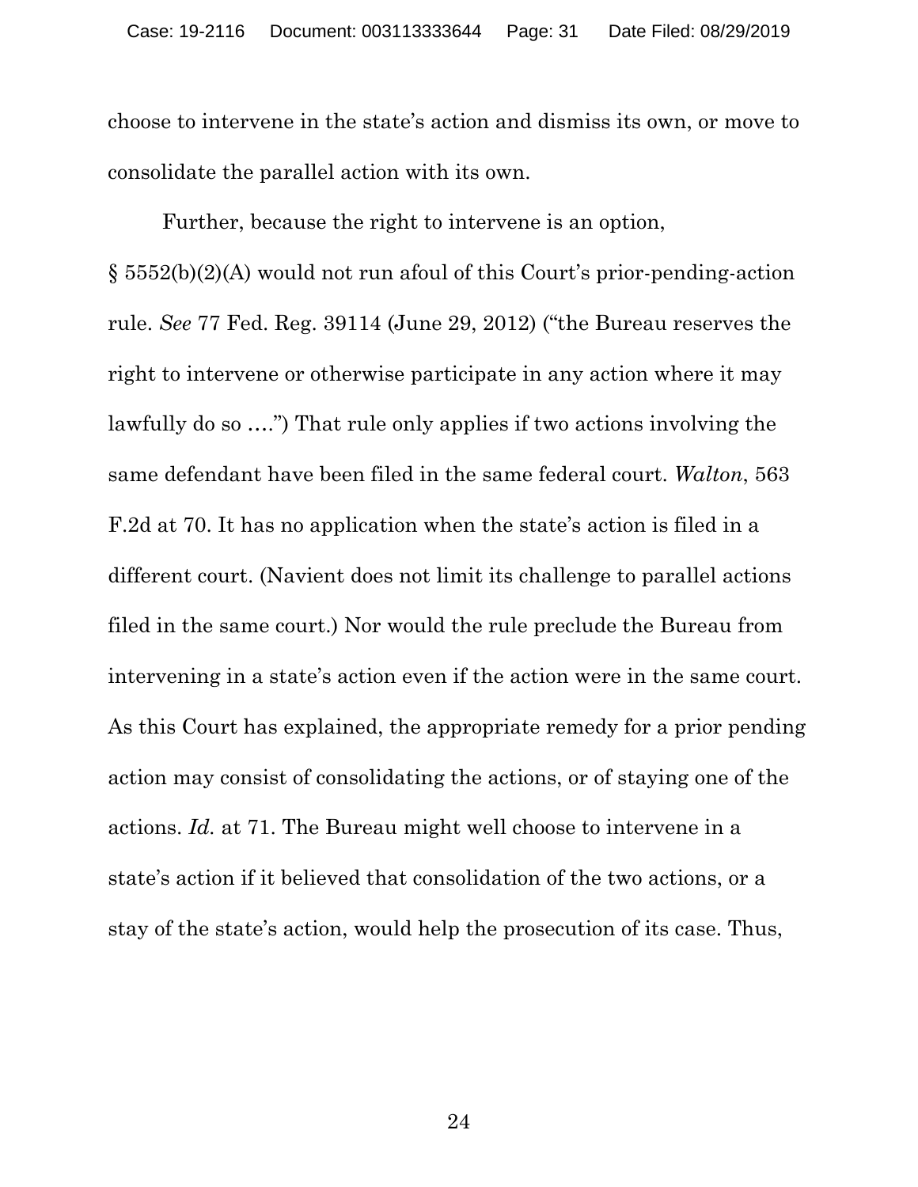choose to intervene in the state's action and dismiss its own, or move to consolidate the parallel action with its own.

Further, because the right to intervene is an option, § 5552(b)(2)(A) would not run afoul of this Court's prior-pending-action rule. *See* 77 Fed. Reg. 39114 (June 29, 2012) ("the Bureau reserves the right to intervene or otherwise participate in any action where it may lawfully do so ….") That rule only applies if two actions involving the same defendant have been filed in the same federal court. *Walton*, 563 F.2d at 70. It has no application when the state's action is filed in a different court. (Navient does not limit its challenge to parallel actions filed in the same court.) Nor would the rule preclude the Bureau from intervening in a state's action even if the action were in the same court. As this Court has explained, the appropriate remedy for a prior pending action may consist of consolidating the actions, or of staying one of the actions. *Id.* at 71. The Bureau might well choose to intervene in a state's action if it believed that consolidation of the two actions, or a stay of the state's action, would help the prosecution of its case. Thus,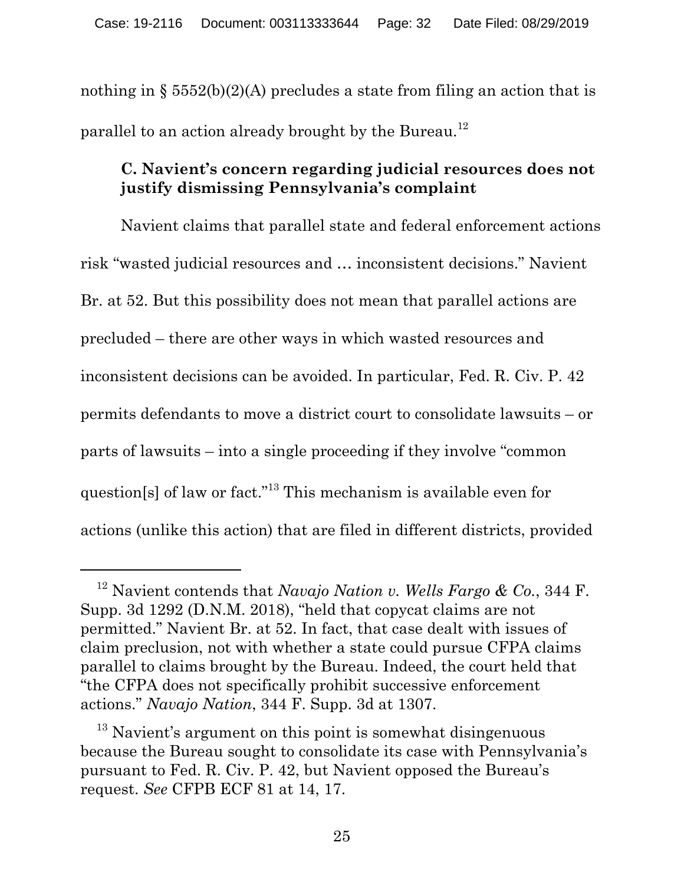nothing in § 5552(b)(2)(A) precludes a state from filing an action that is parallel to an action already brought by the Bureau.[12]

### C. Navient's concern regarding judicial resources does not justify dismissing Pennsylvania's complaint

Navient claims that parallel state and federal enforcement actions risk "wasted judicial resources and … inconsistent decisions." Navient Br. at 52. But this possibility does not mean that parallel actions are precluded – there are other ways in which wasted resources and inconsistent decisions can be avoided. In particular, Fed. R. Civ. P. 42 permits defendants to move a district court to consolidate lawsuits – or parts of lawsuits – into a single proceeding if they involve "common question[s] of law or fact."[13] This mechanism is available even for actions (unlike this action) that are filed in different districts, provided

---

[12] Navient contends that *Navajo Nation v. Wells Fargo & Co.*, 344 F. Supp. 3d 1292 (D.N.M. 2018), "held that copycat claims are not permitted." Navient Br. at 52. In fact, that case dealt with issues of claim preclusion, not with whether a state could pursue CFPA claims parallel to claims brought by the Bureau. Indeed, the court held that "the CFPA does not specifically prohibit successive enforcement actions." *Navajo Nation*, 344 F. Supp. 3d at 1307.

[13] Navient's argument on this point is somewhat disingenuous because the Bureau sought to consolidate its case with Pennsylvania's pursuant to Fed. R. Civ. P. 42, but Navient opposed the Bureau's request. *See* CFPB ECF 81 at 14, 17.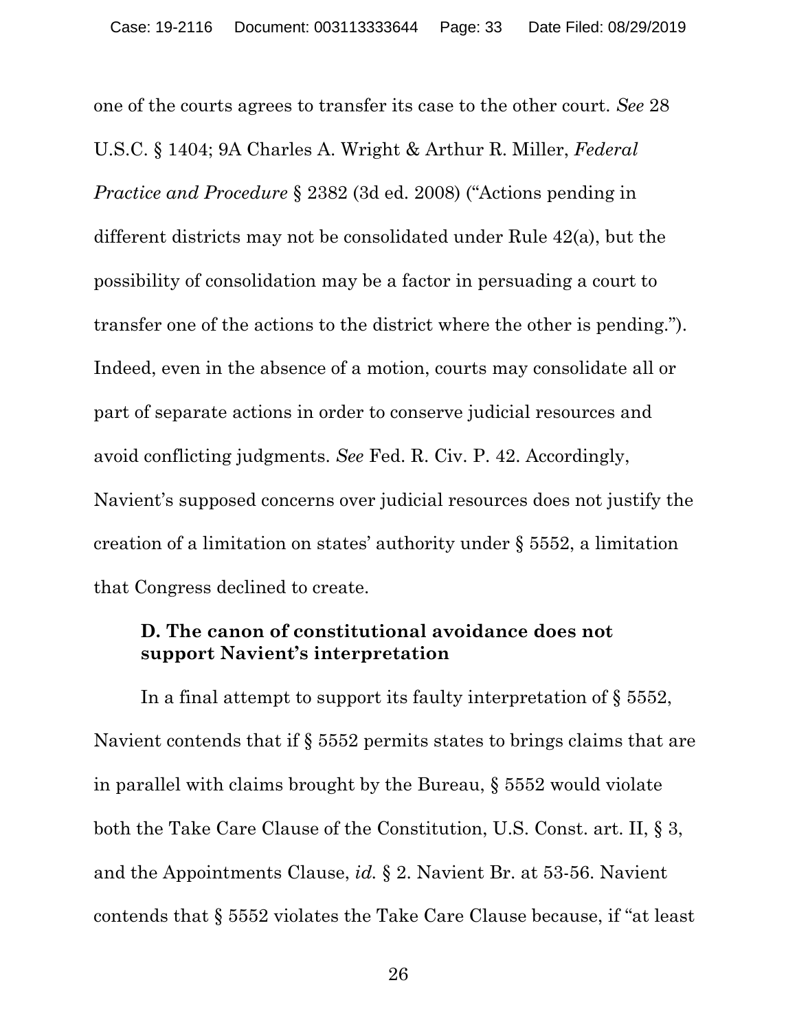one of the courts agrees to transfer its case to the other court. *See* 28 U.S.C. § 1404; 9A Charles A. Wright & Arthur R. Miller, *Federal Practice and Procedure* § 2382 (3d ed. 2008) ("Actions pending in different districts may not be consolidated under Rule 42(a), but the possibility of consolidation may be a factor in persuading a court to transfer one of the actions to the district where the other is pending."). Indeed, even in the absence of a motion, courts may consolidate all or part of separate actions in order to conserve judicial resources and avoid conflicting judgments. *See* Fed. R. Civ. P. 42. Accordingly, Navient's supposed concerns over judicial resources does not justify the creation of a limitation on states' authority under § 5552, a limitation that Congress declined to create.

### D. The canon of constitutional avoidance does not support Navient's interpretation

In a final attempt to support its faulty interpretation of § 5552, Navient contends that if § 5552 permits states to brings claims that are in parallel with claims brought by the Bureau, § 5552 would violate both the Take Care Clause of the Constitution, U.S. Const. art. II, § 3, and the Appointments Clause, *id.* § 2. Navient Br. at 53-56. Navient contends that § 5552 violates the Take Care Clause because, if "at least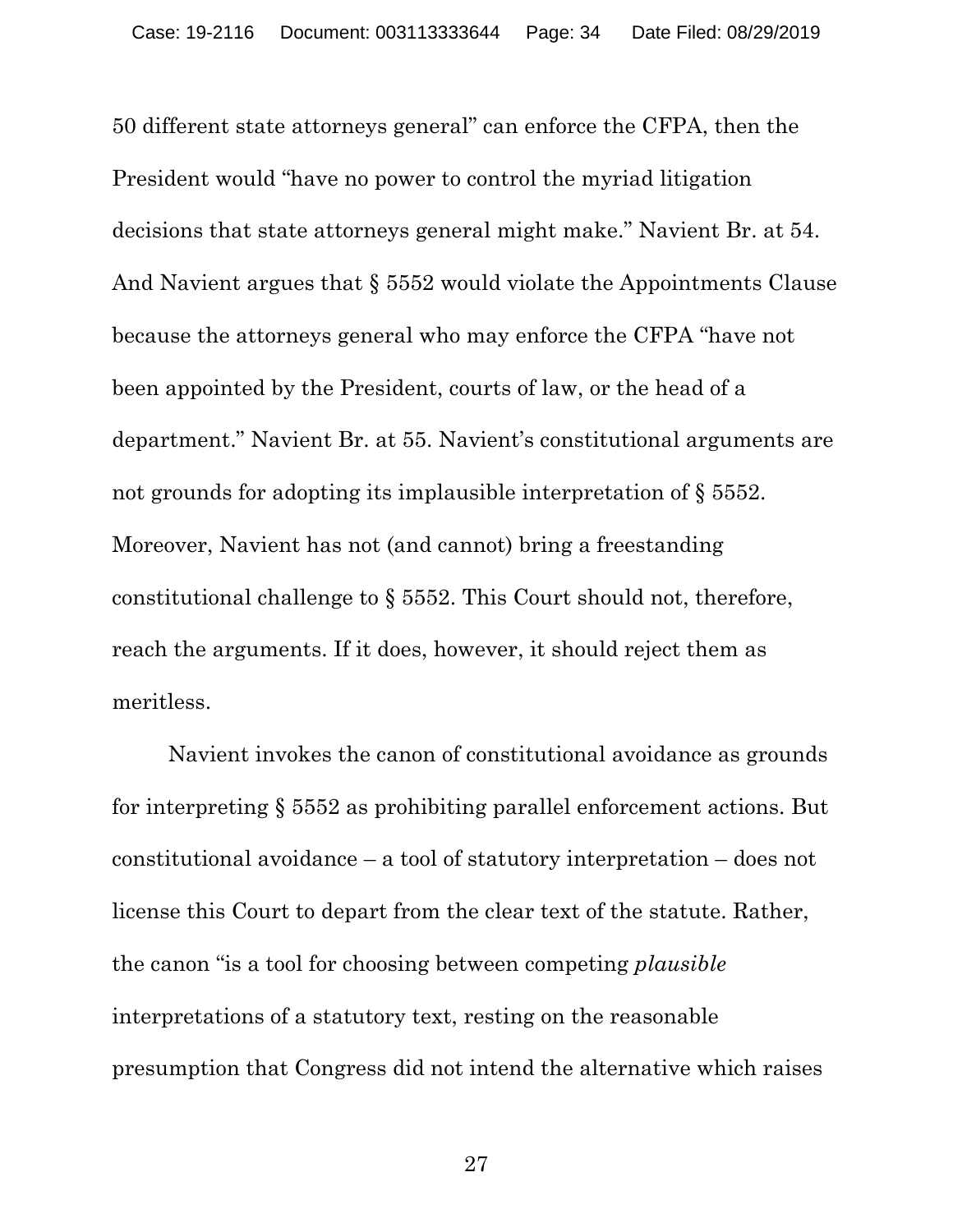50 different state attorneys general" can enforce the CFPA, then the President would "have no power to control the myriad litigation decisions that state attorneys general might make." Navient Br. at 54. And Navient argues that § 5552 would violate the Appointments Clause because the attorneys general who may enforce the CFPA "have not been appointed by the President, courts of law, or the head of a department." Navient Br. at 55. Navient's constitutional arguments are not grounds for adopting its implausible interpretation of § 5552. Moreover, Navient has not (and cannot) bring a freestanding constitutional challenge to § 5552. This Court should not, therefore, reach the arguments. If it does, however, it should reject them as meritless.

Navient invokes the canon of constitutional avoidance as grounds for interpreting § 5552 as prohibiting parallel enforcement actions. But constitutional avoidance – a tool of statutory interpretation – does not license this Court to depart from the clear text of the statute. Rather, the canon "is a tool for choosing between competing *plausible* interpretations of a statutory text, resting on the reasonable presumption that Congress did not intend the alternative which raises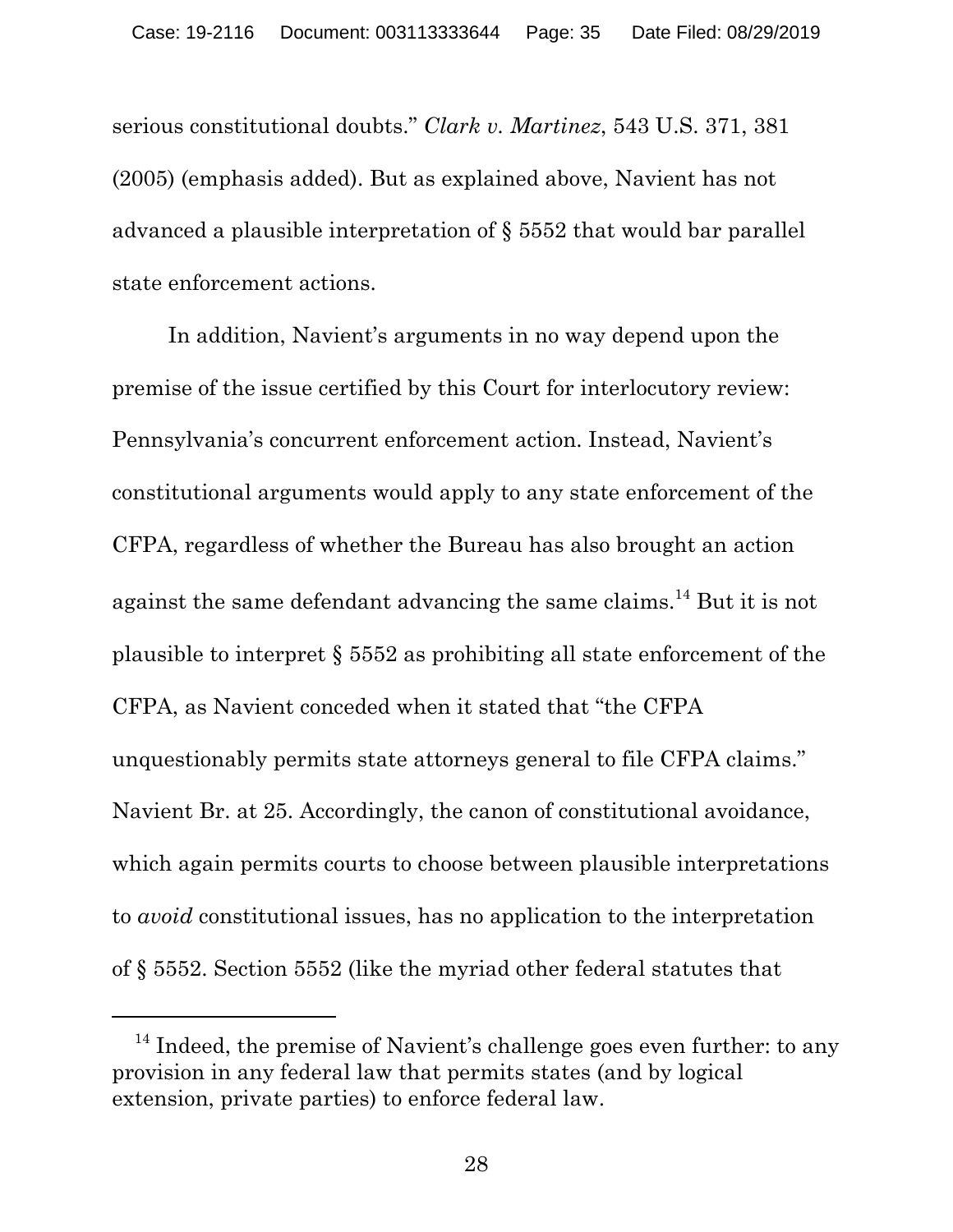serious constitutional doubts." *Clark v. Martinez*, 543 U.S. 371, 381 (2005) (emphasis added). But as explained above, Navient has not advanced a plausible interpretation of § 5552 that would bar parallel state enforcement actions.

In addition, Navient's arguments in no way depend upon the premise of the issue certified by this Court for interlocutory review: Pennsylvania's concurrent enforcement action. Instead, Navient's constitutional arguments would apply to any state enforcement of the CFPA, regardless of whether the Bureau has also brought an action against the same defendant advancing the same claims.[14] But it is not plausible to interpret § 5552 as prohibiting all state enforcement of the CFPA, as Navient conceded when it stated that "the CFPA unquestionably permits state attorneys general to file CFPA claims." Navient Br. at 25. Accordingly, the canon of constitutional avoidance, which again permits courts to choose between plausible interpretations to *avoid* constitutional issues, has no application to the interpretation of § 5552. Section 5552 (like the myriad other federal statutes that

---

[14] Indeed, the premise of Navient's challenge goes even further: to any provision in any federal law that permits states (and by logical extension, private parties) to enforce federal law.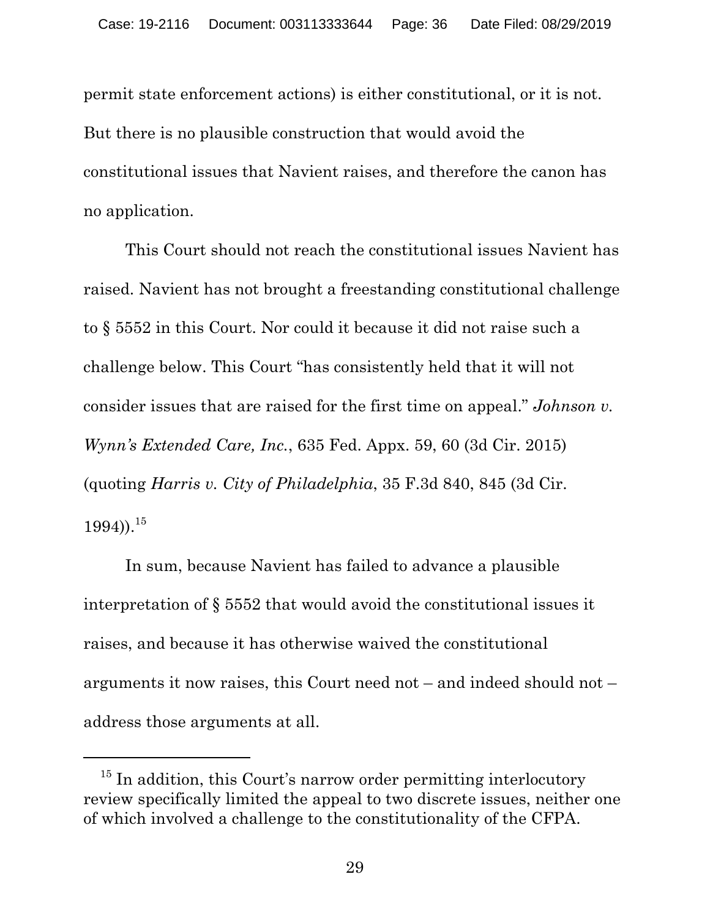permit state enforcement actions) is either constitutional, or it is not. But there is no plausible construction that would avoid the constitutional issues that Navient raises, and therefore the canon has no application.

This Court should not reach the constitutional issues Navient has raised. Navient has not brought a freestanding constitutional challenge to § 5552 in this Court. Nor could it because it did not raise such a challenge below. This Court "has consistently held that it will not consider issues that are raised for the first time on appeal." *Johnson v. Wynn's Extended Care, Inc.*, 635 Fed. Appx. 59, 60 (3d Cir. 2015) (quoting *Harris v. City of Philadelphia*, 35 F.3d 840, 845 (3d Cir. 1994)).[15]

In sum, because Navient has failed to advance a plausible interpretation of § 5552 that would avoid the constitutional issues it raises, and because it has otherwise waived the constitutional arguments it now raises, this Court need not – and indeed should not – address those arguments at all.

---

[15] In addition, this Court's narrow order permitting interlocutory review specifically limited the appeal to two discrete issues, neither one of which involved a challenge to the constitutionality of the CFPA.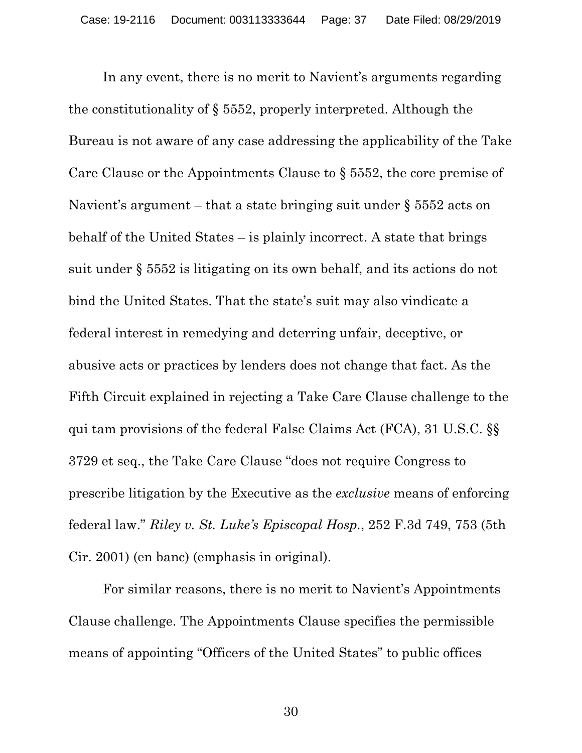In any event, there is no merit to Navient's arguments regarding the constitutionality of § 5552, properly interpreted. Although the Bureau is not aware of any case addressing the applicability of the Take Care Clause or the Appointments Clause to § 5552, the core premise of Navient's argument – that a state bringing suit under § 5552 acts on behalf of the United States – is plainly incorrect. A state that brings suit under § 5552 is litigating on its own behalf, and its actions do not bind the United States. That the state's suit may also vindicate a federal interest in remedying and deterring unfair, deceptive, or abusive acts or practices by lenders does not change that fact. As the Fifth Circuit explained in rejecting a Take Care Clause challenge to the qui tam provisions of the federal False Claims Act (FCA), 31 U.S.C. §§ 3729 et seq., the Take Care Clause "does not require Congress to prescribe litigation by the Executive as the *exclusive* means of enforcing federal law." *Riley v. St. Luke's Episcopal Hosp.*, 252 F.3d 749, 753 (5th Cir. 2001) (en banc) (emphasis in original).

For similar reasons, there is no merit to Navient's Appointments Clause challenge. The Appointments Clause specifies the permissible means of appointing "Officers of the United States" to public offices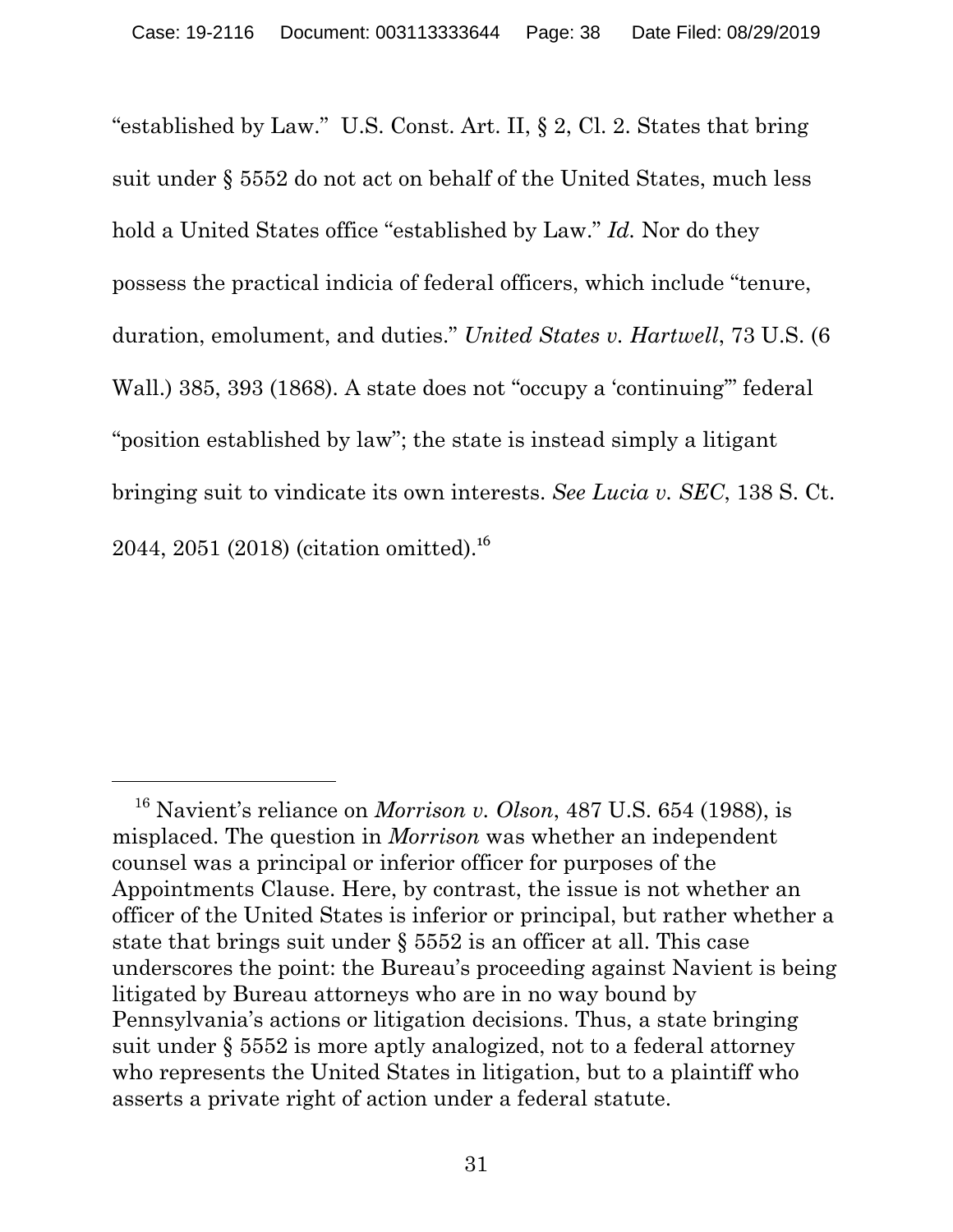"established by Law." U.S. Const. Art. II, § 2, Cl. 2. States that bring suit under § 5552 do not act on behalf of the United States, much less hold a United States office "established by Law." *Id.* Nor do they possess the practical indicia of federal officers, which include "tenure, duration, emolument, and duties." *United States v. Hartwell*, 73 U.S. (6 Wall.) 385, 393 (1868). A state does not "occupy a 'continuing'" federal "position established by law"; the state is instead simply a litigant bringing suit to vindicate its own interests. *See Lucia v. SEC*, 138 S. Ct. 2044, 2051 (2018) (citation omitted).[16]

---

[16] Navient's reliance on *Morrison v. Olson*, 487 U.S. 654 (1988), is misplaced. The question in *Morrison* was whether an independent counsel was a principal or inferior officer for purposes of the Appointments Clause. Here, by contrast, the issue is not whether an officer of the United States is inferior or principal, but rather whether a state that brings suit under § 5552 is an officer at all. This case underscores the point: the Bureau's proceeding against Navient is being litigated by Bureau attorneys who are in no way bound by Pennsylvania's actions or litigation decisions. Thus, a state bringing suit under § 5552 is more aptly analogized, not to a federal attorney who represents the United States in litigation, but to a plaintiff who asserts a private right of action under a federal statute.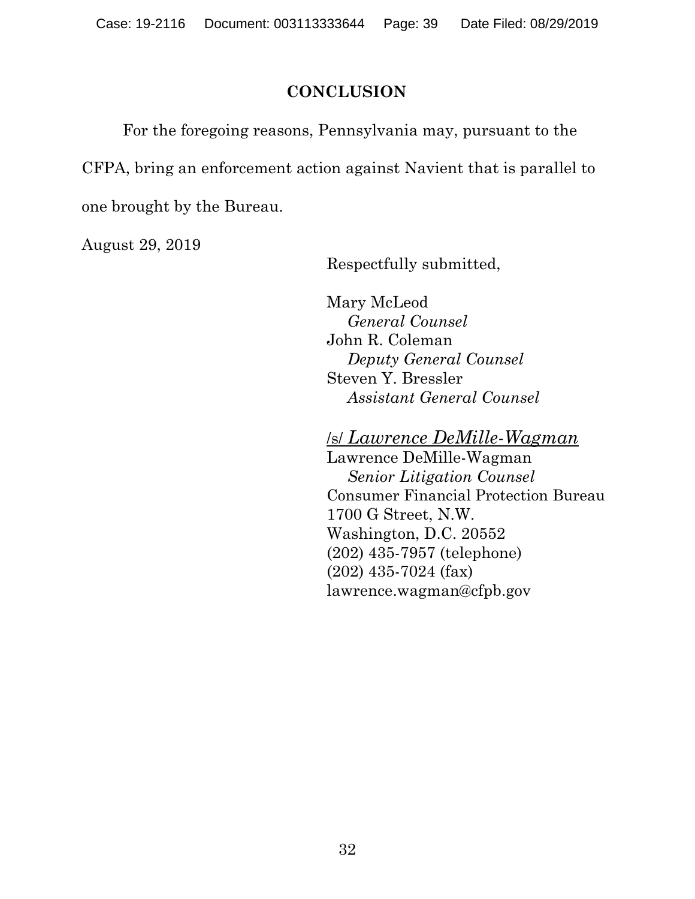## CONCLUSION

For the foregoing reasons, Pennsylvania may, pursuant to the CFPA, bring an enforcement action against Navient that is parallel to one brought by the Bureau.

August 29, 2019

Respectfully submitted,

Mary McLeod  
*General Counsel*  
John R. Coleman  
*Deputy General Counsel*  
Steven Y. Bressler  
*Assistant General Counsel*

/s/ *Lawrence DeMille-Wagman*  
Lawrence DeMille-Wagman  
*Senior Litigation Counsel*  
Consumer Financial Protection Bureau  
1700 G Street, N.W.  
Washington, D.C. 20552  
(202) 435-7957 (telephone)  
(202) 435-7024 (fax)  
lawrence.wagman@cfpb.gov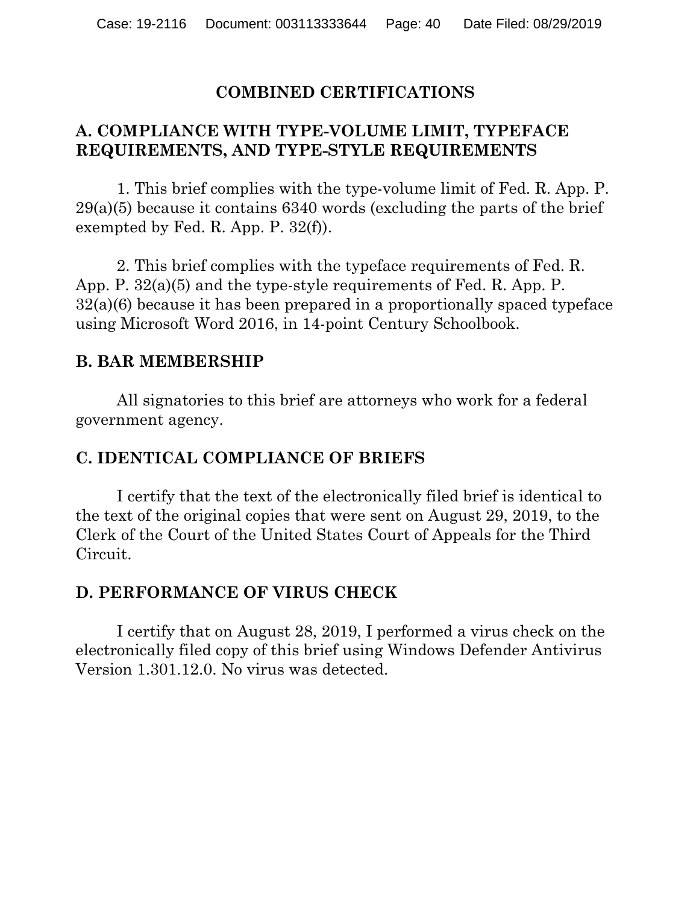# COMBINED CERTIFICATIONS

## A. COMPLIANCE WITH TYPE-VOLUME LIMIT, TYPEFACE REQUIREMENTS, AND TYPE-STYLE REQUIREMENTS

1. This brief complies with the type-volume limit of Fed. R. App. P. 29(a)(5) because it contains 6340 words (excluding the parts of the brief exempted by Fed. R. App. P. 32(f)).

2. This brief complies with the typeface requirements of Fed. R. App. P. 32(a)(5) and the type-style requirements of Fed. R. App. P. 32(a)(6) because it has been prepared in a proportionally spaced typeface using Microsoft Word 2016, in 14-point Century Schoolbook.

## B. BAR MEMBERSHIP

All signatories to this brief are attorneys who work for a federal government agency.

## C. IDENTICAL COMPLIANCE OF BRIEFS

I certify that the text of the electronically filed brief is identical to the text of the original copies that were sent on August 29, 2019, to the Clerk of the Court of the United States Court of Appeals for the Third Circuit.

## D. PERFORMANCE OF VIRUS CHECK

I certify that on August 28, 2019, I performed a virus check on the electronically filed copy of this brief using Windows Defender Antivirus Version 1.301.12.0. No virus was detected.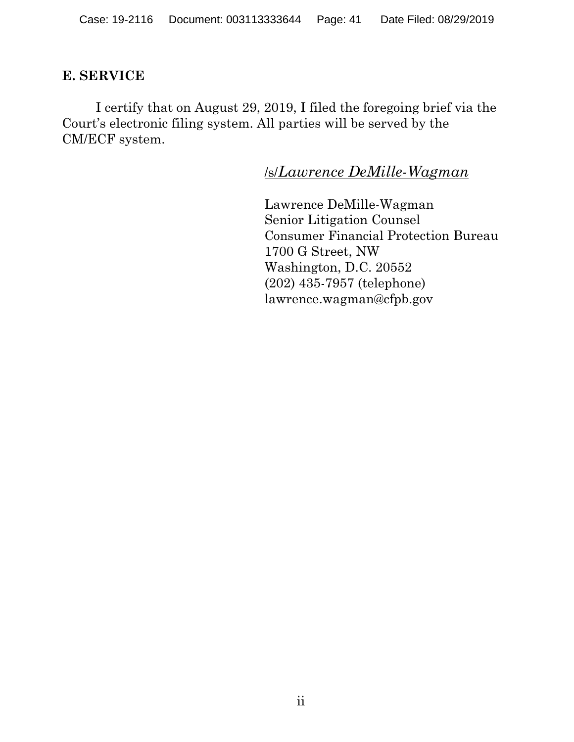**E. SERVICE**

I certify that on August 29, 2019, I filed the foregoing brief via the Court's electronic filing system. All parties will be served by the CM/ECF system.

/s/*Lawrence DeMille-Wagman*

Lawrence DeMille-Wagman
Senior Litigation Counsel
Consumer Financial Protection Bureau
1700 G Street, NW
Washington, D.C. 20552
(202) 435-7957 (telephone)
lawrence.wagman@cfpb.gov